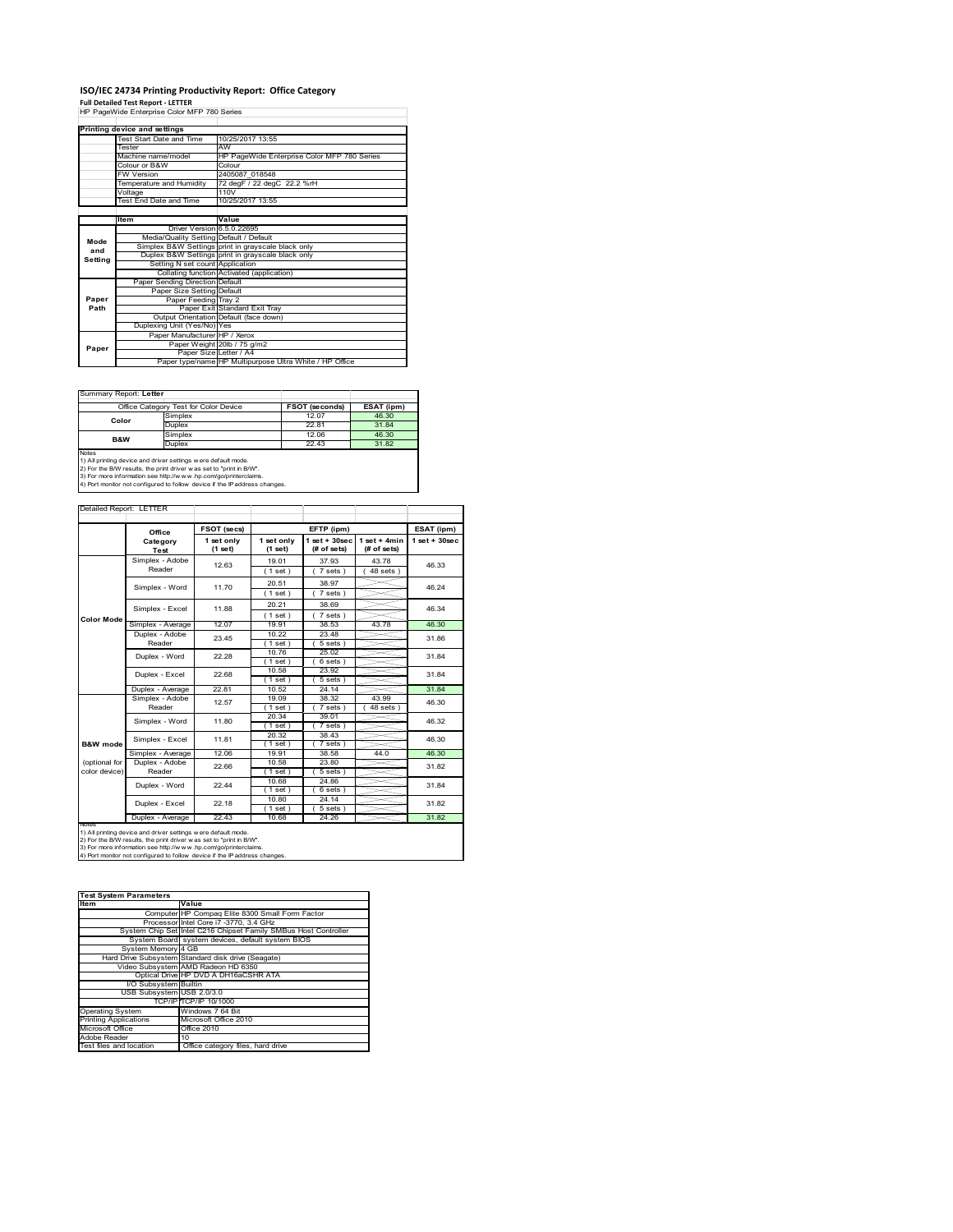# ISO/IEC 24734 Printing Productivity Report: Office Category

**Full Detailed Test Report - LETTER**

HP PageWide Enterprise Color MFP 780 Series

| Printing device and settings | |
|---|---|
| Test Start Date and Time | 10/25/2017 13:55 |
| Tester | AW |
| Machine name/model | HP PageWide Enterprise Color MFP 780 Series |
| Colour or B&W | Colour |
| FW Version | 2405087_018548 |
| Temperature and Humidity | 72 degF / 22 degC 22.2 %rH |
| Voltage | 110V |
| Test End Date and Time | 10/25/2017 13:55 |

| | Item | Value |
|---|---|---|
| Mode and Setting | Driver Version | 6.5.0.22695 |
| | Media/Quality Setting | Default / Default |
| | Simplex B&W Settings | print in grayscale black only |
| | Duplex B&W Settings | print in grayscale black only |
| | Setting N set count | Application |
| | Collating function | Activated (application) |
| Paper Path | Paper Sending Direction | Default |
| | Paper Size Setting | Default |
| | Paper Feeding | Tray 2 |
| | Paper Exit | Standard Exit Tray |
| | Output Orientation | Default (face down) |
| | Duplexing Unit (Yes/No) | Yes |
| Paper | Paper Manufacturer | HP / Xerox |
| | Paper Weight | 20lb / 75 g/m2 |
| | Paper Size | Letter / A4 |
| | Paper type/name | HP Multipurpose Ultra White / HP Office |

Summary Report: **Letter**

| Office Category Test for Color Device | | FSOT (seconds) | ESAT (ipm) |
|---|---|---|---|
| Color | Simplex | 12.07 | 46.30 |
| | Duplex | 22.81 | 31.84 |
| B&W | Simplex | 12.06 | 46.30 |
| | Duplex | 22.43 | 31.82 |

Notes
1) All printing device and driver settings were default mode.
2) For the B/W results, the print driver was set to "print in B/W".
3) For more information see http://www.hp.com/go/printerclaims.
4) Port monitor not configured to follow device if the IP address changes.

Detailed Report: LETTER

| | Office Category Test | FSOT (secs) 1 set only (1 set) | EFTP (ipm) 1 set only (1 set) | EFTP (ipm) 1 set + 30sec (# of sets) | EFTP (ipm) 1 set + 4min (# of sets) | ESAT (ipm) 1 set + 30sec |
|---|---|---|---|---|---|---|
| Color Mode | Simplex - Adobe Reader | 12.63 | 19.01 (1 set) | 37.93 (7 sets) | 43.78 (48 sets) | 46.33 |
| | Simplex - Word | 11.70 | 20.51 (1 set) | 38.97 (7 sets) | | 46.24 |
| | Simplex - Excel | 11.88 | 20.21 (1 set) | 38.69 (7 sets) | | 46.34 |
| | Simplex - Average | 12.07 | 19.91 | 38.53 | 43.78 | 46.30 |
| | Duplex - Adobe Reader | 23.45 | 10.22 (1 set) | 23.48 (5 sets) | | 31.86 |
| | Duplex - Word | 22.28 | 10.76 (1 set) | 25.02 (6 sets) | | 31.84 |
| | Duplex - Excel | 22.68 | 10.58 (1 set) | 23.92 (5 sets) | | 31.84 |
| | Duplex - Average | 22.81 | 10.52 | 24.14 | | 31.84 |
| B&W mode (optional for color device) | Simplex - Adobe Reader | 12.57 | 19.09 (1 set) | 38.32 (7 sets) | 43.99 (48 sets) | 46.30 |
| | Simplex - Word | 11.80 | 20.34 (1 set) | 39.01 (7 sets) | | 46.32 |
| | Simplex - Excel | 11.81 | 20.32 (1 set) | 38.43 (7 sets) | | 46.30 |
| | Simplex - Average | 12.06 | 19.91 | 38.58 | 44.0 | 46.30 |
| | Duplex - Adobe Reader | 22.66 | 10.58 (1 set) | 23.80 (5 sets) | | 31.82 |
| | Duplex - Word | 22.44 | 10.68 (1 set) | 24.86 (6 sets) | | 31.84 |
| | Duplex - Excel | 22.18 | 10.80 (1 set) | 24.14 (5 sets) | | 31.82 |
| | Duplex - Average | 22.43 | 10.68 | 24.26 | | 31.82 |

Notes
1) All printing device and driver settings were default mode.
2) For the B/W results, the print driver was set to "print in B/W".
3) For more information see http://www.hp.com/go/printerclaims.
4) Port monitor not configured to follow device if the IP address changes.

| Test System Parameters | |
|---|---|
| **Item** | **Value** |
| Computer | HP Compaq Elite 8300 Small Form Factor |
| Processor | Intel Core i7 -3770, 3.4 GHz |
| System Chip Set | Intel C216 Chipset Family SMBus Host Controller |
| System Board | system devices, default system BIOS |
| System Memory | 4 GB |
| Hard Drive Subsystem | Standard disk drive (Seagate) |
| Video Subsystem | AMD Radeon HD 6350 |
| Optical Drive | HP DVD A DH16aCSHR ATA |
| I/O Subsystem | Builtin |
| USB Subsystem | USB 2.0/3.0 |
| TCP/IP | TCP/IP 10/1000 |
| Operating System | Windows 7 64 Bit |
| Printing Applications | Microsoft Office 2010 |
| Microsoft Office | Office 2010 |
| Adobe Reader | 10 |
| Test files and location | Office category files, hard drive |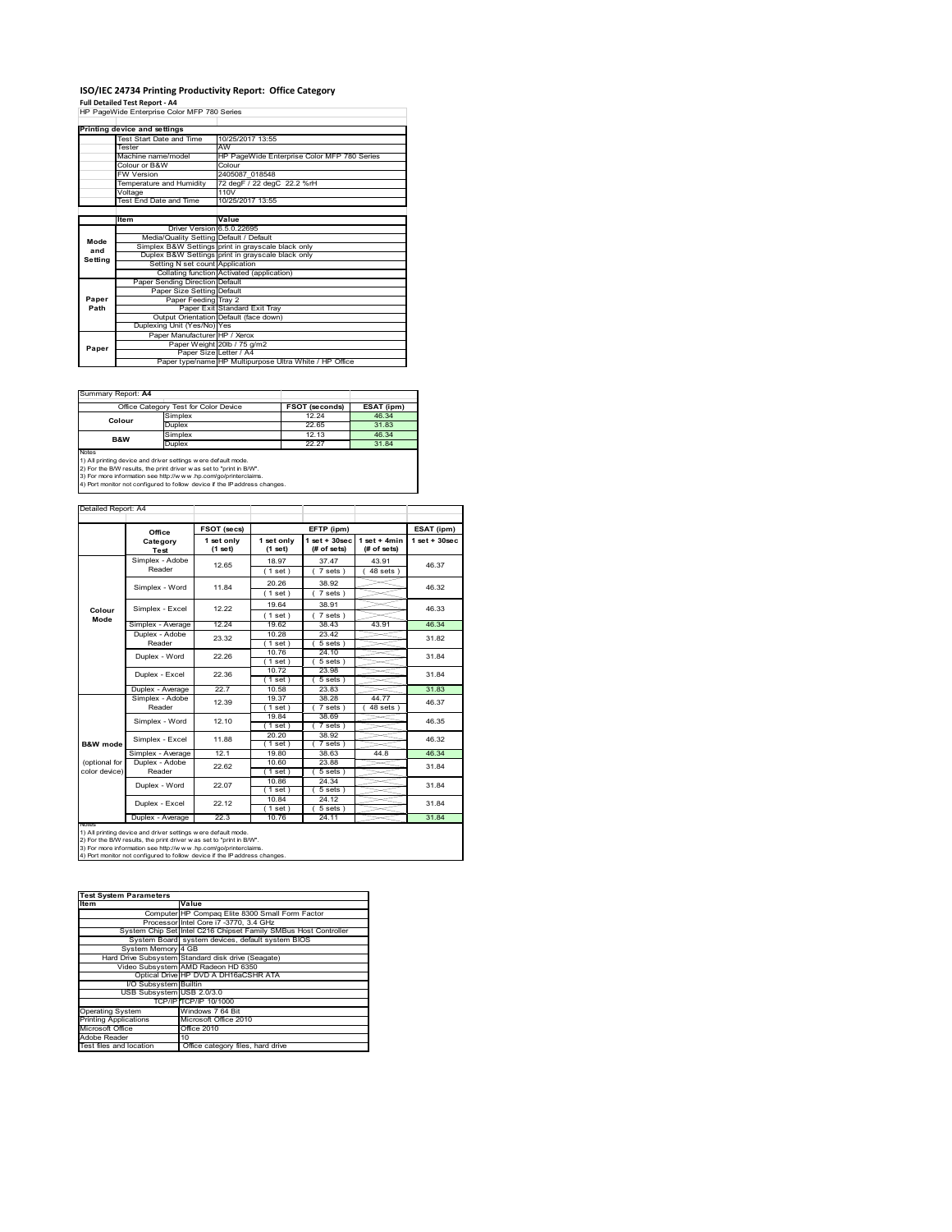# ISO/IEC 24734 Printing Productivity Report: Office Category

**Full Detailed Test Report - A4**

HP PageWide Enterprise Color MFP 780 Series

| Printing device and settings | |
|---|---|
| Test Start Date and Time | 10/25/2017 13:55 |
| Tester | AW |
| Machine name/model | HP PageWide Enterprise Color MFP 780 Series |
| Colour or B&W | Colour |
| FW Version | 2405087_018548 |
| Temperature and Humidity | 72 degF / 22 degC 22.2 %rH |
| Voltage | 110V |
| Test End Date and Time | 10/25/2017 13:55 |

| | Item | Value |
|---|---|---|
| Mode and Setting | Driver Version | 6.5.0.22695 |
| | Media/Quality Setting | Default / Default |
| | Simplex B&W Settings | print in grayscale black only |
| | Duplex B&W Settings | print in grayscale black only |
| | Setting N set count | Application |
| | Collating function | Activated (application) |
| Paper Path | Paper Sending Direction | Default |
| | Paper Size Setting | Default |
| | Paper Feeding | Tray 2 |
| | Paper Exit | Standard Exit Tray |
| | Output Orientation | Default (face down) |
| | Duplexing Unit (Yes/No) | Yes |
| Paper | Paper Manufacturer | HP / Xerox |
| | Paper Weight | 20lb / 75 g/m2 |
| | Paper Size | Letter / A4 |
| | Paper type/name | HP Multipurpose Ultra White / HP Office |

Summary Report: **A4**

| Office Category Test for Color Device | | FSOT (seconds) | ESAT (ipm) |
|---|---|---|---|
| Colour | Simplex | 12.24 | 46.34 |
| | Duplex | 22.65 | 31.83 |
| B&W | Simplex | 12.13 | 46.34 |
| | Duplex | 22.27 | 31.84 |

Notes
1) All printing device and driver settings were default mode.
2) For the B/W results, the print driver was set to "print in B/W".
3) For more information see http://www.hp.com/go/printerclaims.
4) Port monitor not configured to follow device if the IP address changes.

Detailed Report: A4

| | Office Category Test | FSOT (secs) 1 set only (1 set) | EFTP (ipm) 1 set only (1 set) | EFTP (ipm) 1 set + 30sec (# of sets) | EFTP (ipm) 1 set + 4min (# of sets) | ESAT (ipm) 1 set + 30sec |
|---|---|---|---|---|---|---|
| Colour Mode | Simplex - Adobe Reader | 12.65 | 18.97 (1 set) | 37.47 (7 sets) | 43.91 (48 sets) | 46.37 |
| | Simplex - Word | 11.84 | 20.26 (1 set) | 38.92 (7 sets) | | 46.32 |
| | Simplex - Excel | 12.22 | 19.64 (1 set) | 38.91 (7 sets) | | 46.33 |
| | Simplex - Average | 12.24 | 19.62 | 38.43 | 43.91 | 46.34 |
| | Duplex - Adobe Reader | 23.32 | 10.28 (1 set) | 23.42 (5 sets) | | 31.82 |
| | Duplex - Word | 22.26 | 10.76 (1 set) | 24.10 (5 sets) | | 31.84 |
| | Duplex - Excel | 22.36 | 10.72 (1 set) | 23.98 (5 sets) | | 31.84 |
| | Duplex - Average | 22.7 | 10.58 | 23.83 | | 31.83 |
| B&W mode (optional for color device) | Simplex - Adobe Reader | 12.39 | 19.37 (1 set) | 38.28 (7 sets) | 44.77 (48 sets) | 46.37 |
| | Simplex - Word | 12.10 | 19.84 (1 set) | 38.69 (7 sets) | | 46.35 |
| | Simplex - Excel | 11.88 | 20.20 (1 set) | 38.92 (7 sets) | | 46.32 |
| | Simplex - Average | 12.1 | 19.80 | 38.63 | 44.8 | 46.34 |
| | Duplex - Adobe Reader | 22.62 | 10.60 (1 set) | 23.88 (5 sets) | | 31.84 |
| | Duplex - Word | 22.07 | 10.86 (1 set) | 24.34 (5 sets) | | 31.84 |
| | Duplex - Excel | 22.12 | 10.84 (1 set) | 24.12 (5 sets) | | 31.84 |
| | Duplex - Average | 22.3 | 10.76 | 24.11 | | 31.84 |

Notes
1) All printing device and driver settings were default mode.
2) For the B/W results, the print driver was set to "print in B/W".
3) For more information see http://www.hp.com/go/printerclaims.
4) Port monitor not configured to follow device if the IP address changes.

| Test System Parameters | |
|---|---|
| **Item** | **Value** |
| Computer | HP Compaq Elite 8300 Small Form Factor |
| Processor | Intel Core i7 -3770, 3.4 GHz |
| System Chip Set | Intel C216 Chipset Family SMBus Host Controller |
| System Board | system devices, default system BIOS |
| System Memory | 4 GB |
| Hard Drive Subsystem | Standard disk drive (Seagate) |
| Video Subsystem | AMD Radeon HD 6350 |
| Optical Drive | HP DVD A DH16aCSHR ATA |
| I/O Subsystem | Builtin |
| USB Subsystem | USB 2.0/3.0 |
| TCP/IP | TCP/IP 10/1000 |
| Operating System | Windows 7 64 Bit |
| Printing Applications | Microsoft Office 2010 |
| Microsoft Office | Office 2010 |
| Adobe Reader | 10 |
| Test files and location | Office category files, hard drive |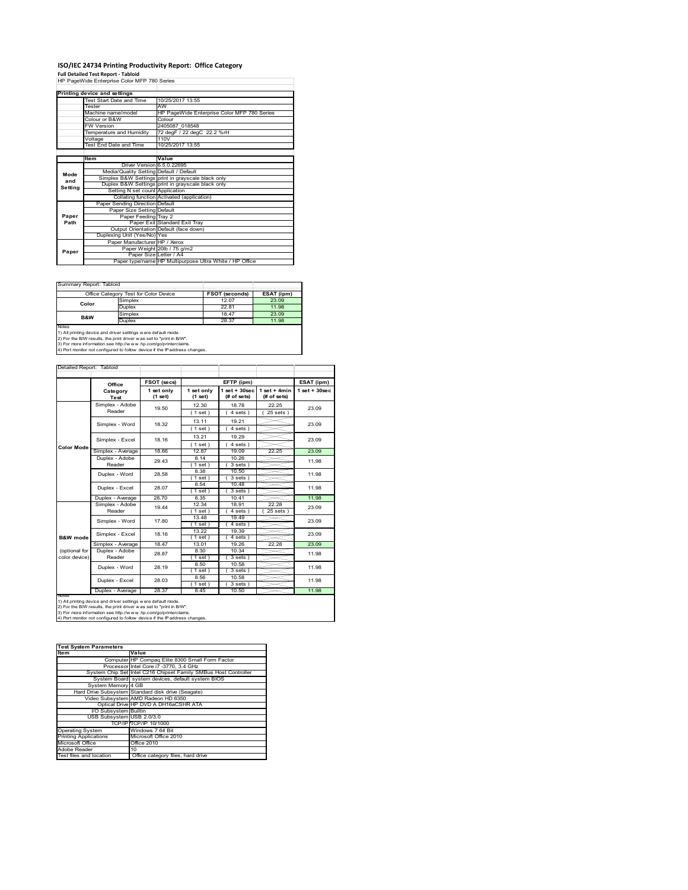# ISO/IEC 24734 Printing Productivity Report: Office Category

**Full Detailed Test Report - Tabloid**

HP PageWide Enterprise Color MFP 780 Series

| Printing device and settings | | |
|---|---|---|
| | Test Start Date and Time | 10/25/2017 13:55 |
| | Tester | AW |
| | Machine name/model | HP PageWide Enterprise Color MFP 780 Series |
| | Colour or B&W | Colour |
| | FW Version | 2405087_018548 |
| | Temperature and Humidity | 72 degF / 22 degC 22.2 %rH |
| | Voltage | 110V |
| | Test End Date and Time | 10/25/2017 13:55 |

| | Item | Value |
|---|---|---|
| Mode and Setting | Driver Version | 6.5.0.22695 |
| | Media/Quality Setting | Default / Default |
| | Simplex B&W Settings | print in grayscale black only |
| | Duplex B&W Settings | print in grayscale black only |
| | Setting N set count | Application |
| | Collating function | Activated (application) |
| Paper Path | Paper Sending Direction | Default |
| | Paper Size Setting | Default |
| | Paper Feeding | Tray 2 |
| | Paper Exit | Standard Exit Tray |
| | Output Orientation | Default (face down) |
| | Duplexing Unit (Yes/No) | Yes |
| Paper | Paper Manufacturer | HP / Xerox |
| | Paper Weight | 20lb / 75 g/m2 |
| | Paper Size | Letter / A4 |
| | Paper type/name | HP Multipurpose Ultra White / HP Office |

Summary Report: Tabloid

| Office Category Test for Color Device | | FSOT (seconds) | ESAT (ipm) |
|---|---|---|---|
| Color | Simplex | 12.07 | 23.09 |
| | Duplex | 22.81 | 11.98 |
| B&W | Simplex | 18.47 | 23.09 |
| | Duplex | 28.37 | 11.98 |

Notes
1) All printing device and driver settings were default mode.
2) For the B/W results, the print driver was set to "print in B/W".
3) For more information see http://www.hp.com/go/printerclaims.
4) Port monitor not configured to follow device if the IP address changes.

Detailed Report: Tabloid

| | Office Category Test | FSOT (secs) 1 set only (1 set) | EFTP (ipm) 1 set only (1 set) | EFTP (ipm) 1 set + 30sec (# of sets) | EFTP (ipm) 1 set + 4min (# of sets) | ESAT (ipm) 1 set + 30sec |
|---|---|---|---|---|---|---|
| Color Mode | Simplex - Adobe Reader | 19.50 | 12.30 (1 set) | 18.78 (4 sets) | 22.25 (25 sets) | 23.09 |
| | Simplex - Word | 18.32 | 13.11 (1 set) | 19.21 (4 sets) | | 23.09 |
| | Simplex - Excel | 18.16 | 13.21 (1 set) | 19.29 (4 sets) | | 23.09 |
| | Simplex - Average | 18.66 | 12.87 | 19.09 | 22.25 | 23.09 |
| | Duplex - Adobe Reader | 29.43 | 8.14 (1 set) | 10.26 (3 sets) | | 11.98 |
| | Duplex - Word | 28.58 | 8.38 (1 set) | 10.50 (3 sets) | | 11.98 |
| | Duplex - Excel | 28.07 | 8.54 (1 set) | 10.48 (3 sets) | | 11.98 |
| | Duplex - Average | 28.70 | 8.35 | 10.41 | | 11.98 |
| B&W mode (optional for color device) | Simplex - Adobe Reader | 19.44 | 12.34 (1 set) | 18.91 (4 sets) | 22.28 (25 sets) | 23.09 |
| | Simplex - Word | 17.80 | 13.48 (1 set) | 19.49 (4 sets) | | 23.09 |
| | Simplex - Excel | 18.16 | 13.22 (1 set) | 19.39 (4 sets) | | 23.09 |
| | Simplex - Average | 18.47 | 13.01 | 19.26 | 22.28 | 23.09 |
| | Duplex - Adobe Reader | 28.87 | 8.30 (1 set) | 10.34 (3 sets) | | 11.98 |
| | Duplex - Word | 28.19 | 8.50 (1 set) | 10.58 (3 sets) | | 11.98 |
| | Duplex - Excel | 28.03 | 8.56 (1 set) | 10.58 (3 sets) | | 11.98 |
| | Duplex - Average | 28.37 | 8.45 | 10.50 | | 11.98 |

Notes
1) All printing device and driver settings were default mode.
2) For the B/W results, the print driver was set to "print in B/W".
3) For more information see http://www.hp.com/go/printerclaims.
4) Port monitor not configured to follow device if the IP address changes.

| Test System Parameters | |
|---|---|
| **Item** | **Value** |
| Computer | HP Compaq Elite 8300 Small Form Factor |
| Processor | Intel Core i7 -3770, 3.4 GHz |
| System Chip Set | Intel C216 Chipset Family SMBus Host Controller |
| System Board | system devices, default system BIOS |
| System Memory | 4 GB |
| Hard Drive Subsystem | Standard disk drive (Seagate) |
| Video Subsystem | AMD Radeon HD 6350 |
| Optical Drive | HP DVD A DH16aCSHR ATA |
| I/O Subsystem | Builtin |
| USB Subsystem | USB 2.0/3.0 |
| TCP/IP | TCP/IP 10/1000 |
| Operating System | Windows 7 64 Bit |
| Printing Applications | Microsoft Office 2010 |
| Microsoft Office | Office 2010 |
| Adobe Reader | 10 |
| Test files and location | Office category files, hard drive |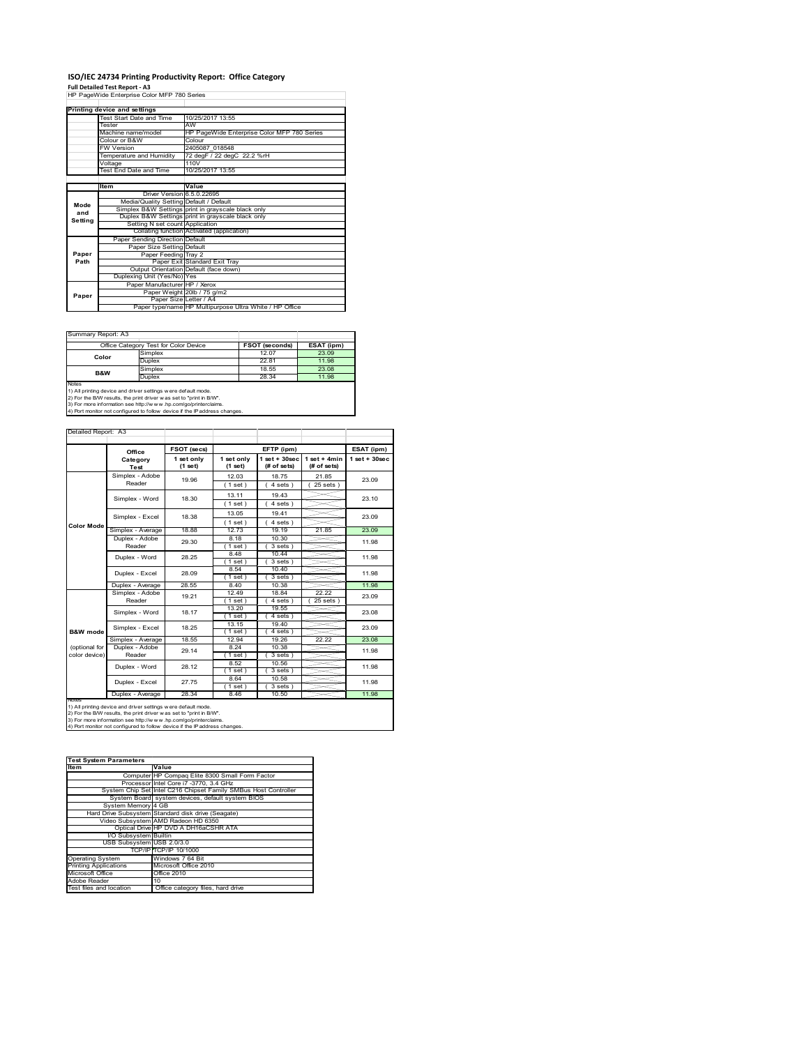# ISO/IEC 24734 Printing Productivity Report: Office Category

**Full Detailed Test Report - A3**

HP PageWide Enterprise Color MFP 780 Series

| Printing device and settings | |
|---|---|
| Test Start Date and Time | 10/25/2017 13:55 |
| Tester | AW |
| Machine name/model | HP PageWide Enterprise Color MFP 780 Series |
| Colour or B&W | Colour |
| FW Version | 2405087_018548 |
| Temperature and Humidity | 72 degF / 22 degC 22.2 %rH |
| Voltage | 110V |
| Test End Date and Time | 10/25/2017 13:55 |

| | Item | Value |
|---|---|---|
| Mode and Setting | Driver Version | 6.5.0.22695 |
| | Media/Quality Setting | Default / Default |
| | Simplex B&W Settings | print in grayscale black only |
| | Duplex B&W Settings | print in grayscale black only |
| | Setting N set count | Application |
| | Collating function | Activated (application) |
| Paper Path | Paper Sending Direction | Default |
| | Paper Size Setting | Default |
| | Paper Feeding | Tray 2 |
| | Paper Exit | Standard Exit Tray |
| | Output Orientation | Default (face down) |
| | Duplexing Unit (Yes/No) | Yes |
| Paper | Paper Manufacturer | HP / Xerox |
| | Paper Weight | 20lb / 75 g/m2 |
| | Paper Size | Letter / A4 |
| | Paper type/name | HP Multipurpose Ultra White / HP Office |

Summary Report: A3

| Office Category Test for Color Device | | FSOT (seconds) | ESAT (ipm) |
|---|---|---|---|
| Color | Simplex | 12.07 | 23.09 |
| | Duplex | 22.81 | 11.98 |
| B&W | Simplex | 18.55 | 23.08 |
| | Duplex | 28.34 | 11.98 |

Notes
1) All printing device and driver settings were default mode.
2) For the B/W results, the print driver was set to "print in B/W".
3) For more information see http://www.hp.com/go/printerclaims.
4) Port monitor not configured to follow device if the IP address changes.

Detailed Report: A3

| | Office Category Test | FSOT (secs) 1 set only (1 set) | EFTP (ipm) 1 set only (1 set) | EFTP (ipm) 1 set + 30sec (# of sets) | EFTP (ipm) 1 set + 4min (# of sets) | ESAT (ipm) 1 set + 30sec |
|---|---|---|---|---|---|---|
| Color Mode | Simplex - Adobe Reader | 19.96 | 12.03 (1 set) | 18.75 (4 sets) | 21.85 (25 sets) | 23.09 |
| | Simplex - Word | 18.30 | 13.11 (1 set) | 19.43 (4 sets) | | 23.10 |
| | Simplex - Excel | 18.38 | 13.05 (1 set) | 19.41 (4 sets) | | 23.09 |
| | Simplex - Average | 18.88 | 12.73 | 19.19 | 21.85 | 23.09 |
| | Duplex - Adobe Reader | 29.30 | 8.18 (1 set) | 10.30 (3 sets) | | 11.98 |
| | Duplex - Word | 28.25 | 8.48 (1 set) | 10.44 (3 sets) | | 11.98 |
| | Duplex - Excel | 28.09 | 8.54 (1 set) | 10.40 (3 sets) | | 11.98 |
| | Duplex - Average | 28.55 | 8.40 | 10.38 | | 11.98 |
| B&W mode (optional for color device) | Simplex - Adobe Reader | 19.21 | 12.49 (1 set) | 18.84 (4 sets) | 22.22 (25 sets) | 23.09 |
| | Simplex - Word | 18.17 | 13.20 (1 set) | 19.55 (4 sets) | | 23.08 |
| | Simplex - Excel | 18.25 | 13.15 (1 set) | 19.40 (4 sets) | | 23.09 |
| | Simplex - Average | 18.55 | 12.94 | 19.26 | 22.22 | 23.08 |
| | Duplex - Adobe Reader | 29.14 | 8.24 (1 set) | 10.38 (3 sets) | | 11.98 |
| | Duplex - Word | 28.12 | 8.52 (1 set) | 10.56 (3 sets) | | 11.98 |
| | Duplex - Excel | 27.75 | 8.64 (1 set) | 10.58 (3 sets) | | 11.98 |
| | Duplex - Average | 28.34 | 8.46 | 10.50 | | 11.98 |

Notes
1) All printing device and driver settings were default mode.
2) For the B/W results, the print driver was set to "print in B/W".
3) For more information see http://www.hp.com/go/printerclaims.
4) Port monitor not configured to follow device if the IP address changes.

| Test System Parameters | |
|---|---|
| **Item** | **Value** |
| Computer | HP Compaq Elite 8300 Small Form Factor |
| Processor | Intel Core i7 -3770, 3.4 GHz |
| System Chip Set | Intel C216 Chipset Family SMBus Host Controller |
| System Board | system devices, default system BIOS |
| System Memory | 4 GB |
| Hard Drive Subsystem | Standard disk drive (Seagate) |
| Video Subsystem | AMD Radeon HD 6350 |
| Optical Drive | HP DVD A DH16aCSHR ATA |
| I/O Subsystem | Builtin |
| USB Subsystem | USB 2.0/3.0 |
| TCP/IP | TCP/IP 10/1000 |
| Operating System | Windows 7 64 Bit |
| Printing Applications | Microsoft Office 2010 |
| Microsoft Office | Office 2010 |
| Adobe Reader | 10 |
| Test files and location | Office category files, hard drive |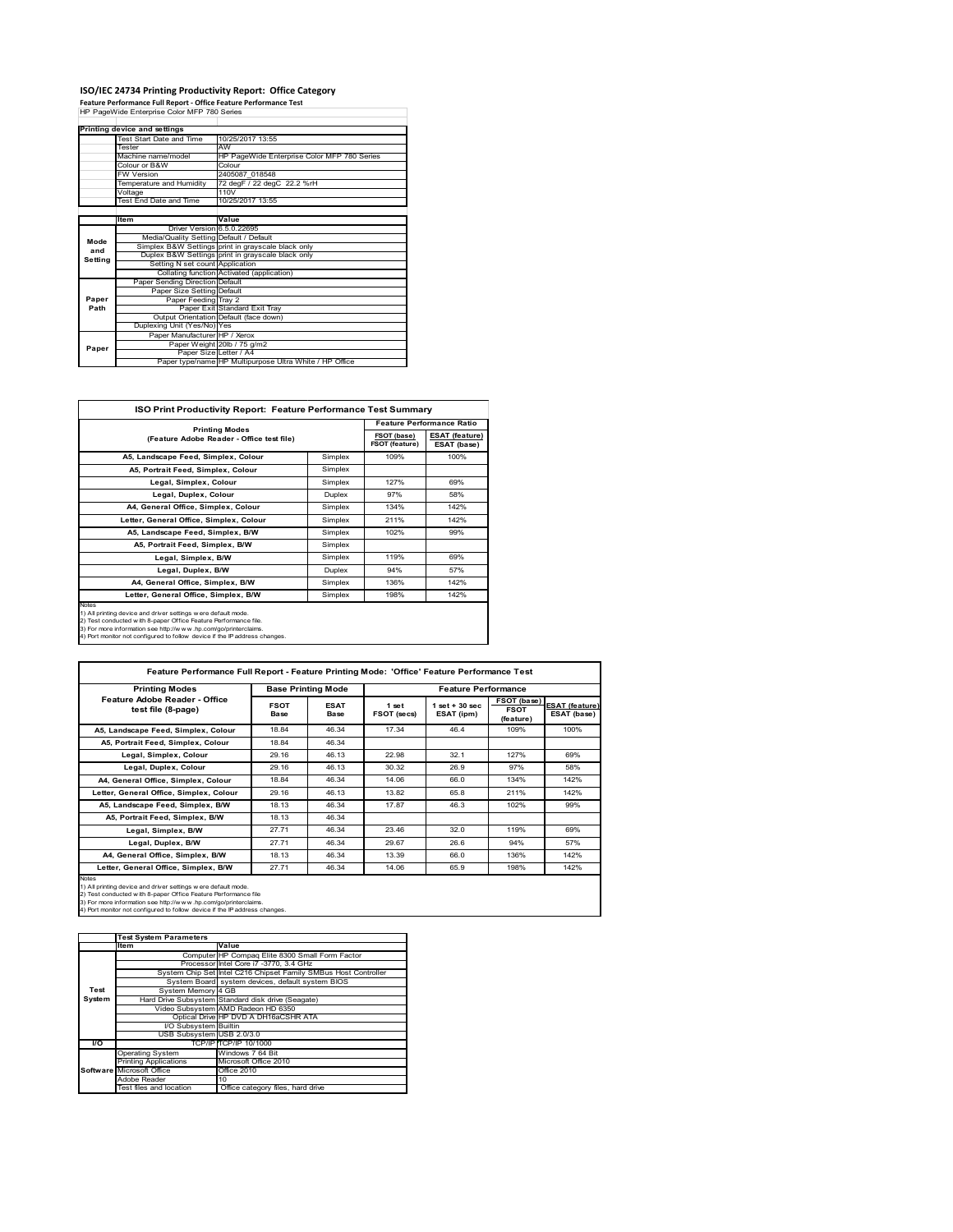# ISO/IEC 24734 Printing Productivity Report: Office Category

**Feature Performance Full Report - Office Feature Performance Test**

HP PageWide Enterprise Color MFP 780 Series

| Printing device and settings | | |
|---|---|---|
| | Test Start Date and Time | 10/25/2017 13:55 |
| | Tester | AW |
| | Machine name/model | HP PageWide Enterprise Color MFP 780 Series |
| | Colour or B&W | Colour |
| | FW Version | 2405087_018548 |
| | Temperature and Humidity | 72 degF / 22 degC 22.2 %rH |
| | Voltage | 110V |
| | Test End Date and Time | 10/25/2017 13:55 |

| | Item | Value |
|---|---|---|
| Mode and Setting | Driver Version | 6.5.0.22695 |
| | Media/Quality Setting | Default / Default |
| | Simplex B&W Settings | print in grayscale black only |
| | Duplex B&W Settings | print in grayscale black only |
| | Setting N set count | Application |
| | Collating function | Activated (application) |
| Paper Path | Paper Sending Direction | Default |
| | Paper Size Setting | Default |
| | Paper Feeding | Tray 2 |
| | Paper Exit | Standard Exit Tray |
| | Output Orientation | Default (face down) |
| | Duplexing Unit (Yes/No) | Yes |
| Paper | Paper Manufacturer | HP / Xerox |
| | Paper Weight | 20lb / 75 g/m2 |
| | Paper Size | Letter / A4 |
| | Paper type/name | HP Multipurpose Ultra White / HP Office |

## ISO Print Productivity Report: Feature Performance Test Summary

| Printing Modes (Feature Adobe Reader - Office test file) | | Feature Performance Ratio | |
|---|---|---|---|
| | | FSOT (base) / FSOT (feature) | ESAT (feature) / ESAT (base) |
| A5, Landscape Feed, Simplex, Colour | Simplex | 109% | 100% |
| A5, Portrait Feed, Simplex, Colour | Simplex | | |
| Legal, Simplex, Colour | Simplex | 127% | 69% |
| Legal, Duplex, Colour | Duplex | 97% | 58% |
| A4, General Office, Simplex, Colour | Simplex | 134% | 142% |
| Letter, General Office, Simplex, Colour | Simplex | 211% | 142% |
| A5, Landscape Feed, Simplex, B/W | Simplex | 102% | 99% |
| A5, Portrait Feed, Simplex, B/W | Simplex | | |
| Legal, Simplex, B/W | Simplex | 119% | 69% |
| Legal, Duplex, B/W | Duplex | 94% | 57% |
| A4, General Office, Simplex, B/W | Simplex | 136% | 142% |
| Letter, General Office, Simplex, B/W | Simplex | 198% | 142% |

Notes
1) All printing device and driver settings were default mode.
2) Test conducted with 8-paper Office Feature Performance file.
3) For more information see http://www.hp.com/go/printerclaims.
4) Port monitor not configured to follow device if the IP address changes.

## Feature Performance Full Report - Feature Printing Mode: 'Office' Feature Performance Test

| Printing Modes | Base Printing Mode | | Feature Performance | | | |
|---|---|---|---|---|---|---|
| Feature Adobe Reader - Office test file (8-page) | FSOT Base | ESAT Base | 1 set FSOT (secs) | 1 set + 30 sec ESAT (ipm) | FSOT (base) / FSOT (feature) | ESAT (feature) / ESAT (base) |
| A5, Landscape Feed, Simplex, Colour | 18.84 | 46.34 | 17.34 | 46.4 | 109% | 100% |
| A5, Portrait Feed, Simplex, Colour | 18.84 | 46.34 | | | | |
| Legal, Simplex, Colour | 29.16 | 46.13 | 22.98 | 32.1 | 127% | 69% |
| Legal, Duplex, Colour | 29.16 | 46.13 | 30.32 | 26.9 | 97% | 58% |
| A4, General Office, Simplex, Colour | 18.84 | 46.34 | 14.06 | 66.0 | 134% | 142% |
| Letter, General Office, Simplex, Colour | 29.16 | 46.13 | 13.82 | 65.8 | 211% | 142% |
| A5, Landscape Feed, Simplex, B/W | 18.13 | 46.34 | 17.87 | 46.3 | 102% | 99% |
| A5, Portrait Feed, Simplex, B/W | 18.13 | 46.34 | | | | |
| Legal, Simplex, B/W | 27.71 | 46.34 | 23.46 | 32.0 | 119% | 69% |
| Legal, Duplex, B/W | 27.71 | 46.34 | 29.67 | 26.6 | 94% | 57% |
| A4, General Office, Simplex, B/W | 18.13 | 46.34 | 13.39 | 66.0 | 136% | 142% |
| Letter, General Office, Simplex, B/W | 27.71 | 46.34 | 14.06 | 65.9 | 198% | 142% |

Notes
1) All printing device and driver settings were default mode.
2) Test conducted with 8-paper Office Feature Performance file
3) For more information see http://www.hp.com/go/printerclaims.
4) Port monitor not configured to follow device if the IP address changes.

| Test System Parameters | | |
|---|---|---|
| | Item | Value |
| Test System | Computer | HP Compaq Elite 8300 Small Form Factor |
| | Processor | Intel Core i7 -3770, 3.4 GHz |
| | System Chip Set | Intel C216 Chipset Family SMBus Host Controller |
| | System Board | system devices, default system BIOS |
| | System Memory | 4 GB |
| | Hard Drive Subsystem | Standard disk drive (Seagate) |
| | Video Subsystem | AMD Radeon HD 6350 |
| | Optical Drive | HP DVD A DH16aCSHR ATA |
| | I/O Subsystem | Builtin |
| | USB Subsystem | USB 2.0/3.0 |
| I/O | TCP/IP | TCP/IP 10/1000 |
| Software | Operating System | Windows 7 64 Bit |
| | Printing Applications | Microsoft Office 2010 |
| | Microsoft Office | Office 2010 |
| | Adobe Reader | 10 |
| | Test files and location | Office category files, hard drive |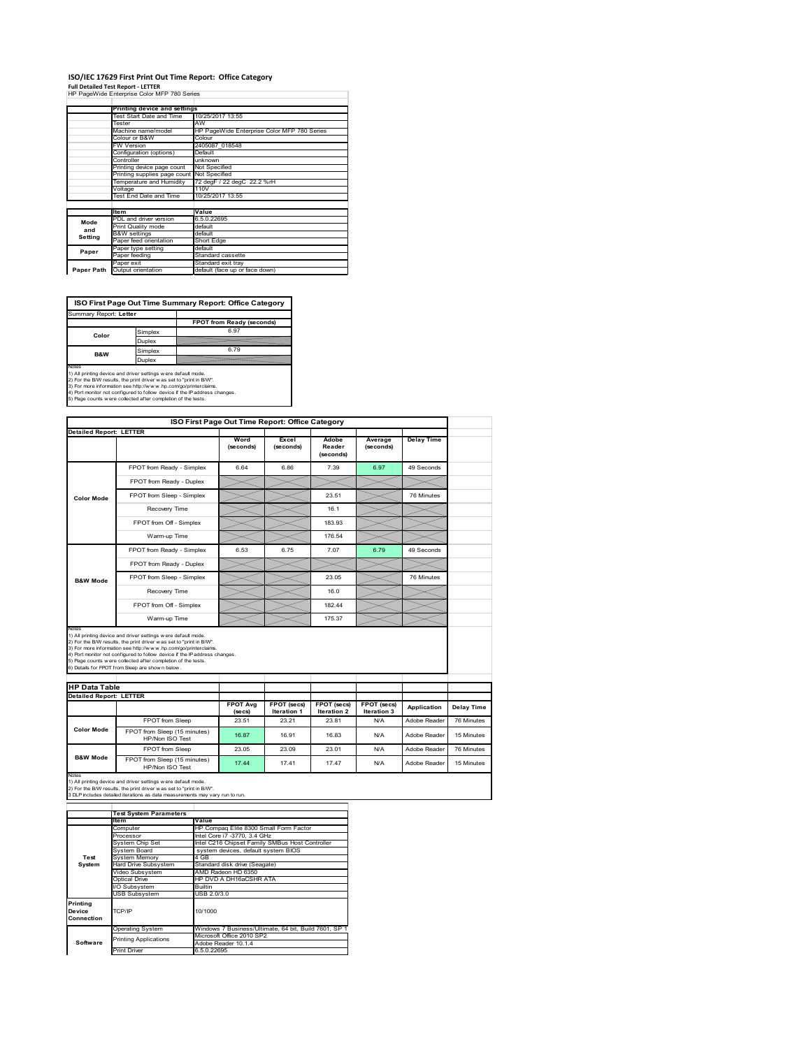# ISO/IEC 17629 First Print Out Time Report: Office Category

**Full Detailed Test Report - LETTER**

HP PageWide Enterprise Color MFP 780 Series

| | Printing device and settings | |
|---|---|---|
| | Test Start Date and Time | 10/25/2017 13:55 |
| | Tester | AW |
| | Machine name/model | HP PageWide Enterprise Color MFP 780 Series |
| | Colour or B&W | Colour |
| | FW Version | 2405087_018548 |
| | Configuration (options) | Default |
| | Controller | unknown |
| | Printing device page count | Not Specified |
| | Printing supplies page count | Not Specified |
| | Temperature and Humidity | 72 degF / 22 degC 22.2 %rH |
| | Voltage | 110V |
| | Test End Date and Time | 10/25/2017 13:55 |

| | Item | Value |
|---|---|---|
| Mode and Setting | PDL and driver version | 6.5.0.22695 |
| | Print Quality mode | default |
| | B&W settings | default |
| | Paper feed orientation | Short Edge |
| Paper | Paper type setting | default |
| | Paper feeding | Standard cassette |
| | Paper exit | Standard exit tray |
| Paper Path | Output orientation | default (face up or face down) |

**ISO First Page Out Time Summary Report: Office Category**

| Summary Report: Letter | | |
|---|---|---|
| | | FPOT from Ready (seconds) |
| Color | Simplex | 6.97 |
| | Duplex | |
| B&W | Simplex | 6.79 |
| | Duplex | |

Notes
1) All printing device and driver settings were default mode.
2) For the B/W results, the print driver was set to "print in B/W".
3) For more information see http://www.hp.com/go/printerclaims.
4) Port monitor not configured to follow device if the IP address changes.
5) Page counts were collected after completion of the tests.

**ISO First Page Out Time Report: Office Category**

| Detailed Report: LETTER | | Word (seconds) | Excel (seconds) | Adobe Reader (seconds) | Average (seconds) | Delay Time |
|---|---|---|---|---|---|---|
| Color Mode | FPOT from Ready - Simplex | 6.64 | 6.86 | 7.39 | 6.97 | 49 Seconds |
| | FPOT from Ready - Duplex | | | | | |
| | FPOT from Sleep - Simplex | | | 23.51 | | 76 Minutes |
| | Recovery Time | | | 16.1 | | |
| | FPOT from Off - Simplex | | | 183.93 | | |
| | Warm-up Time | | | 176.54 | | |
| B&W Mode | FPOT from Ready - Simplex | 6.53 | 6.75 | 7.07 | 6.79 | 49 Seconds |
| | FPOT from Ready - Duplex | | | | | |
| | FPOT from Sleep - Simplex | | | 23.05 | | 76 Minutes |
| | Recovery Time | | | 16.0 | | |
| | FPOT from Off - Simplex | | | 182.44 | | |
| | Warm-up Time | | | 175.37 | | |

Notes
1) All printing device and driver settings were default mode.
2) For the B/W results, the print driver was set to "print in B/W".
3) For more information see http://www.hp.com/go/printerclaims.
4) Port monitor not configured to follow device if the IP address changes.
5) Page counts were collected after completion of the tests.
6) Details for FPOT from Sleep are shown below.

**HP Data Table**

| Detailed Report: LETTER | | FPOT Avg (secs) | FPOT (secs) Iteration 1 | FPOT (secs) Iteration 2 | FPOT (secs) Iteration 3 | Application | Delay Time |
|---|---|---|---|---|---|---|---|
| Color Mode | FPOT from Sleep | 23.51 | 23.21 | 23.81 | N/A | Adobe Reader | 76 Minutes |
| | FPOT from Sleep (15 minutes) HP/Non ISO Test | 16.87 | 16.91 | 16.83 | N/A | Adobe Reader | 15 Minutes |
| B&W Mode | FPOT from Sleep | 23.05 | 23.09 | 23.01 | N/A | Adobe Reader | 76 Minutes |
| | FPOT from Sleep (15 minutes) HP/Non ISO Test | 17.44 | 17.41 | 17.47 | N/A | Adobe Reader | 15 Minutes |

Notes
1) All printing device and driver settings were default mode.
2) For the B/W results, the print driver was set to "print in B/W".
3 DLP includes detailed iterations as data measurements may vary run to run.

| | Test System Parameters | |
|---|---|---|
| | Item | Value |
| Test System | Computer | HP Compaq Elite 8300 Small Form Factor |
| | Processor | Intel Core i7 -3770, 3.4 GHz |
| | System Chip Set | Intel C216 Chipset Family SMBus Host Controller |
| | System Board | system devices, default system BIOS |
| | System Memory | 4 GB |
| | Hard Drive Subsystem | Standard disk drive (Seagate) |
| | Video Subsystem | AMD Radeon HD 6350 |
| | Optical Drive | HP DVD A DH16aCSHR ATA |
| | I/O Subsystem | Builtin |
| | USB Subsystem | USB 2.0/3.0 |
| Printing Device Connection | TCP/IP | 10/1000 |
| Software | Operating System | Windows 7 Business/Ultimate, 64 bit, Build 7601, SP 1 |
| | Printing Applications | Microsoft Office 2010 SP2 |
| | | Adobe Reader 10.1.4 |
| | Print Driver | 6.5.0.22695 |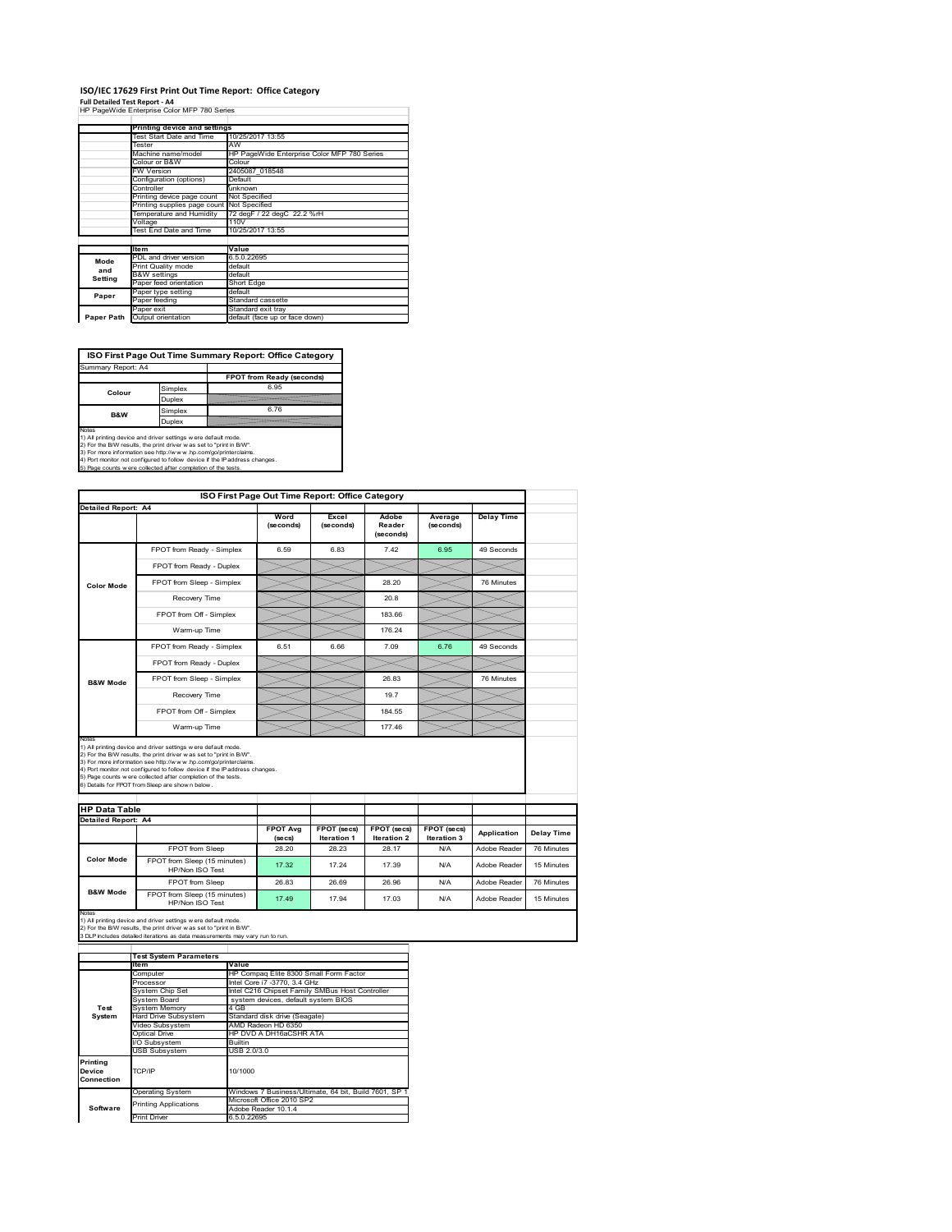# ISO/IEC 17629 First Print Out Time Report: Office Category

**Full Detailed Test Report - A4**

HP PageWide Enterprise Color MFP 780 Series

| | Printing device and settings | |
|---|---|---|
| | Test Start Date and Time | 10/25/2017 13:55 |
| | Tester | AW |
| | Machine name/model | HP PageWide Enterprise Color MFP 780 Series |
| | Colour or B&W | Colour |
| | FW Version | 2405087_018548 |
| | Configuration (options) | Default |
| | Controller | unknown |
| | Printing device page count | Not Specified |
| | Printing supplies page count | Not Specified |
| | Temperature and Humidity | 72 degF / 22 degC 22.2 %rH |
| | Voltage | 110V |
| | Test End Date and Time | 10/25/2017 13:55 |

| | Item | Value |
|---|---|---|
| Mode and Setting | PDL and driver version | 6.5.0.22695 |
| | Print Quality mode | default |
| | B&W settings | default |
| | Paper feed orientation | Short Edge |
| Paper | Paper type setting | default |
| | Paper feeding | Standard cassette |
| Paper Path | Paper exit | Standard exit tray |
| | Output orientation | default (face up or face down) |

## ISO First Page Out Time Summary Report: Office Category

Summary Report: A4

| | | FPOT from Ready (seconds) |
|---|---|---|
| Colour | Simplex | 6.95 |
| | Duplex | |
| B&W | Simplex | 6.76 |
| | Duplex | |

Notes
1) All printing device and driver settings were default mode.
2) For the B/W results, the print driver was set to "print in B/W".
3) For more information see http://www.hp.com/go/printerclaims.
4) Port monitor not configured to follow device if the IP address changes.
5) Page counts were collected after completion of the tests.

## ISO First Page Out Time Report: Office Category

Detailed Report: A4

| | | Word (seconds) | Excel (seconds) | Adobe Reader (seconds) | Average (seconds) | Delay Time |
|---|---|---|---|---|---|---|
| Color Mode | FPOT from Ready - Simplex | 6.59 | 6.83 | 7.42 | 6.95 | 49 Seconds |
| | FPOT from Ready - Duplex | | | | | |
| | FPOT from Sleep - Simplex | | | 28.20 | | 76 Minutes |
| | Recovery Time | | | 20.8 | | |
| | FPOT from Off - Simplex | | | 183.66 | | |
| | Warm-up Time | | | 176.24 | | |
| B&W Mode | FPOT from Ready - Simplex | 6.51 | 6.66 | 7.09 | 6.76 | 49 Seconds |
| | FPOT from Ready - Duplex | | | | | |
| | FPOT from Sleep - Simplex | | | 26.83 | | 76 Minutes |
| | Recovery Time | | | 19.7 | | |
| | FPOT from Off - Simplex | | | 184.55 | | |
| | Warm-up Time | | | 177.46 | | |

Notes
1) All printing device and driver settings were default mode.
2) For the B/W results, the print driver was set to "print in B/W".
3) For more information see http://www.hp.com/go/printerclaims.
4) Port monitor not configured to follow device if the IP address changes.
5) Page counts were collected after completion of the tests.
6) Details for FPOT from Sleep are shown below.

## HP Data Table

Detailed Report: A4

| | | FPOT Avg (secs) | FPOT (secs) Iteration 1 | FPOT (secs) Iteration 2 | FPOT (secs) Iteration 3 | Application | Delay Time |
|---|---|---|---|---|---|---|---|
| Color Mode | FPOT from Sleep | 28.20 | 28.23 | 28.17 | N/A | Adobe Reader | 76 Minutes |
| | FPOT from Sleep (15 minutes) HP/Non ISO Test | 17.32 | 17.24 | 17.39 | N/A | Adobe Reader | 15 Minutes |
| B&W Mode | FPOT from Sleep | 26.83 | 26.69 | 26.96 | N/A | Adobe Reader | 76 Minutes |
| | FPOT from Sleep (15 minutes) HP/Non ISO Test | 17.49 | 17.94 | 17.03 | N/A | Adobe Reader | 15 Minutes |

Notes
1) All printing device and driver settings were default mode.
2) For the B/W results, the print driver was set to "print in B/W".
3 DLP includes detailed iterations as data measurements may vary run to run.

| | Test System Parameters | |
|---|---|---|
| | Item | Value |
| Test System | Computer | HP Compaq Elite 8300 Small Form Factor |
| | Processor | Intel Core i7 -3770, 3.4 GHz |
| | System Chip Set | Intel C216 Chipset Family SMBus Host Controller |
| | System Board | system devices, default system BIOS |
| | System Memory | 4 GB |
| | Hard Drive Subsystem | Standard disk drive (Seagate) |
| | Video Subsystem | AMD Radeon HD 6350 |
| | Optical Drive | HP DVD A DH16aCSHR ATA |
| | I/O Subsystem | Builtin |
| | USB Subsystem | USB 2.0/3.0 |
| Printing Device Connection | TCP/IP | 10/1000 |
| Software | Operating System | Windows 7 Business/Ultimate, 64 bit, Build 7601, SP 1 |
| | Printing Applications | Microsoft Office 2010 SP2 |
| | | Adobe Reader 10.1.4 |
| | Print Driver | 6.5.0.22695 |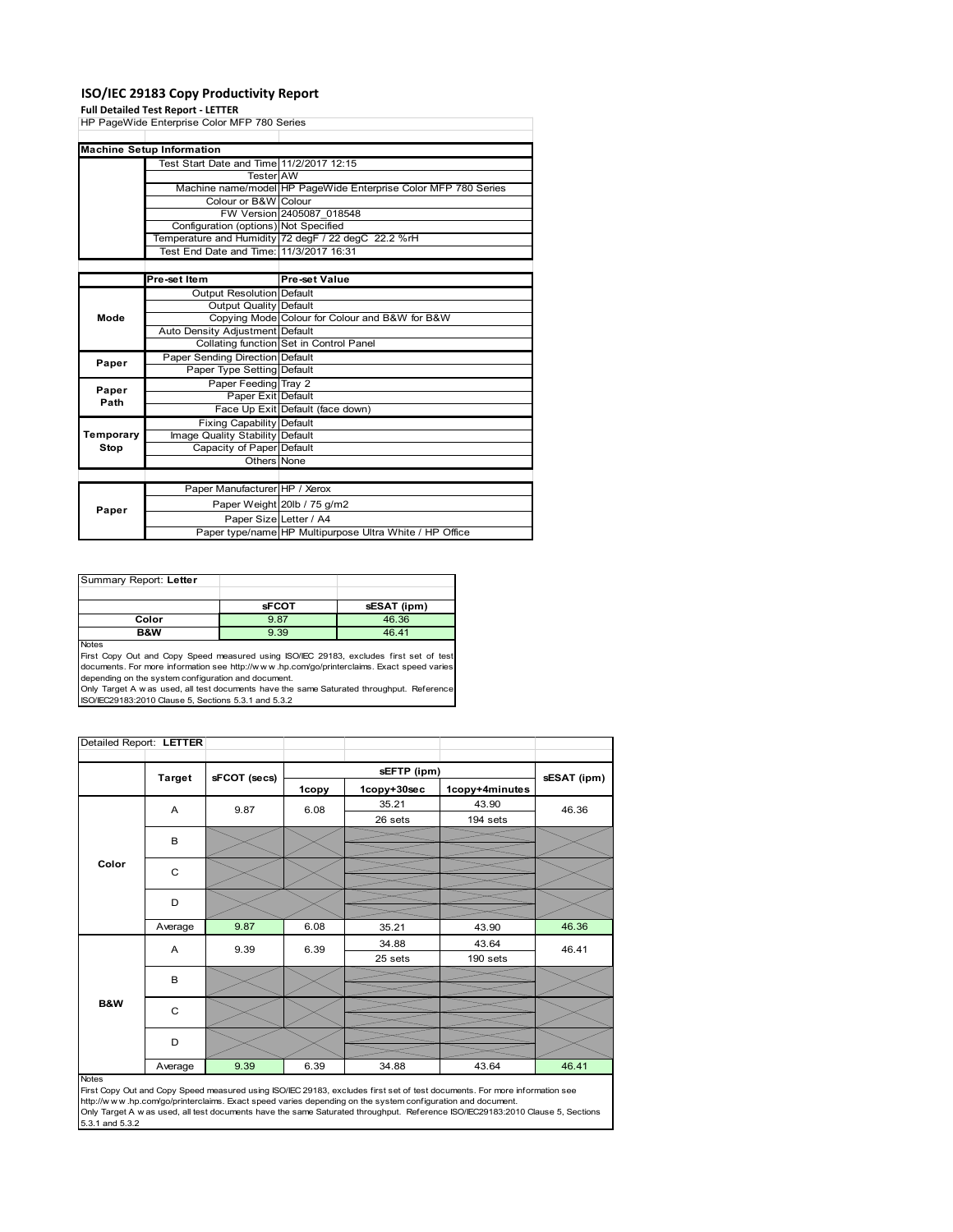# ISO/IEC 29183 Copy Productivity Report

**Full Detailed Test Report - LETTER**

HP PageWide Enterprise Color MFP 780 Series

| Machine Setup Information | | |
|---|---|---|
| | Test Start Date and Time | 11/2/2017 12:15 |
| | Tester | AW |
| | Machine name/model | HP PageWide Enterprise Color MFP 780 Series |
| | Colour or B&W | Colour |
| | FW Version | 2405087_018548 |
| | Configuration (options) | Not Specified |
| | Temperature and Humidity | 72 degF / 22 degC 22.2 %rH |
| | Test End Date and Time: | 11/3/2017 16:31 |
| | **Pre-set Item** | **Pre-set Value** |
| Mode | Output Resolution | Default |
| | Output Quality | Default |
| | Copying Mode | Colour for Colour and B&W for B&W |
| | Auto Density Adjustment | Default |
| | Collating function | Set in Control Panel |
| Paper | Paper Sending Direction | Default |
| | Paper Type Setting | Default |
| Paper Path | Paper Feeding | Tray 2 |
| | Paper Exit | Default |
| | Face Up Exit | Default (face down) |
| Temporary Stop | Fixing Capability | Default |
| | Image Quality Stability | Default |
| | Capacity of Paper | Default |
| | Others | None |
| Paper | Paper Manufacturer | HP / Xerox |
| | Paper Weight | 20lb / 75 g/m2 |
| | Paper Size | Letter / A4 |
| | Paper type/name | HP Multipurpose Ultra White / HP Office |

| Summary Report: **Letter** | | |
|---|---|---|
| | **sFCOT** | **sESAT (ipm)** |
| **Color** | 9.87 | 46.36 |
| **B&W** | 9.39 | 46.41 |

Notes

First Copy Out and Copy Speed measured using ISO/IEC 29183, excludes first set of test documents. For more information see http://www.hp.com/go/printerclaims. Exact speed varies depending on the system configuration and document.

Only Target A was used, all test documents have the same Saturated throughput. Reference ISO/IEC29183:2010 Clause 5, Sections 5.3.1 and 5.3.2

| Detailed Report: **LETTER** | | | | | | |
|---|---|---|---|---|---|---|
| | **Target** | **sFCOT (secs)** | **sEFTP (ipm)** | | | **sESAT (ipm)** |
| | | | **1copy** | **1copy+30sec** | **1copy+4minutes** | |
| **Color** | A | 9.87 | 6.08 | 35.21 | 43.90 | 46.36 |
| | | | | 26 sets | 194 sets | |
| | B | | | | | |
| | C | | | | | |
| | D | | | | | |
| | Average | 9.87 | 6.08 | 35.21 | 43.90 | 46.36 |
| **B&W** | A | 9.39 | 6.39 | 34.88 | 43.64 | 46.41 |
| | | | | 25 sets | 190 sets | |
| | B | | | | | |
| | C | | | | | |
| | D | | | | | |
| | Average | 9.39 | 6.39 | 34.88 | 43.64 | 46.41 |

Notes

First Copy Out and Copy Speed measured using ISO/IEC 29183, excludes first set of test documents. For more information see http://www.hp.com/go/printerclaims. Exact speed varies depending on the system configuration and document.

Only Target A was used, all test documents have the same Saturated throughput. Reference ISO/IEC29183:2010 Clause 5, Sections 5.3.1 and 5.3.2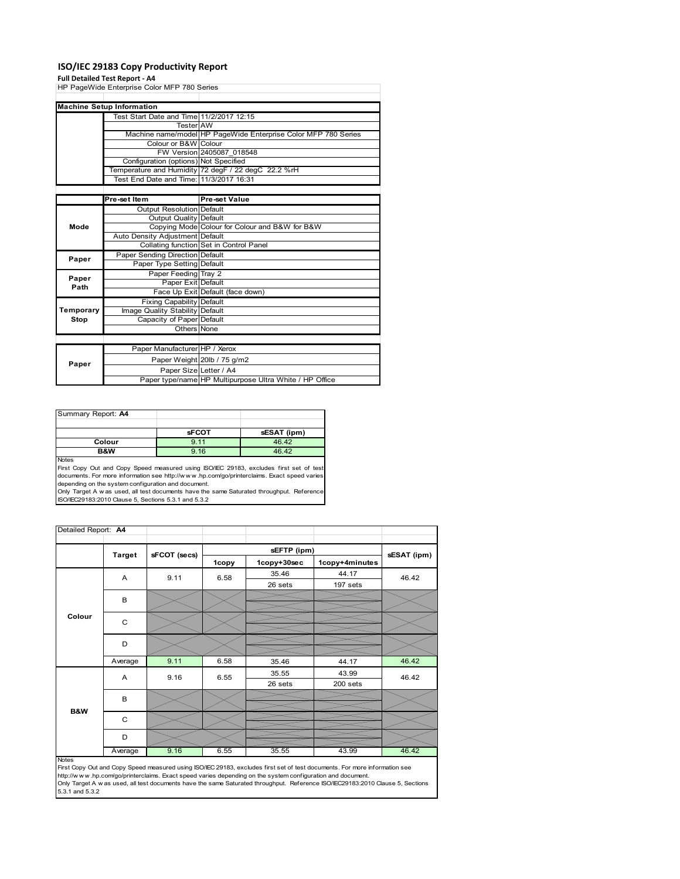# ISO/IEC 29183 Copy Productivity Report

**Full Detailed Test Report - A4**

HP PageWide Enterprise Color MFP 780 Series

| Machine Setup Information | | |
|---|---|---|
| | Test Start Date and Time | 11/2/2017 12:15 |
| | Tester | AW |
| | Machine name/model | HP PageWide Enterprise Color MFP 780 Series |
| | Colour or B&W | Colour |
| | FW Version | 2405087_018548 |
| | Configuration (options) | Not Specified |
| | Temperature and Humidity | 72 degF / 22 degC 22.2 %rH |
| | Test End Date and Time: | 11/3/2017 16:31 |

| | Pre-set Item | Pre-set Value |
|---|---|---|
| Mode | Output Resolution | Default |
| | Output Quality | Default |
| | Copying Mode | Colour for Colour and B&W for B&W |
| | Auto Density Adjustment | Default |
| | Collating function | Set in Control Panel |
| Paper | Paper Sending Direction | Default |
| | Paper Type Setting | Default |
| Paper Path | Paper Feeding | Tray 2 |
| | Paper Exit | Default |
| | Face Up Exit | Default (face down) |
| Temporary Stop | Fixing Capability | Default |
| | Image Quality Stability | Default |
| | Capacity of Paper | Default |
| | Others | None |
| Paper | Paper Manufacturer | HP / Xerox |
| | Paper Weight | 20lb / 75 g/m2 |
| | Paper Size | Letter / A4 |
| | Paper type/name | HP Multipurpose Ultra White / HP Office |

Summary Report: **A4**

| | sFCOT | sESAT (ipm) |
|---|---|---|
| Colour | 9.11 | 46.42 |
| B&W | 9.16 | 46.42 |

Notes
First Copy Out and Copy Speed measured using ISO/IEC 29183, excludes first set of test documents. For more information see http://www.hp.com/go/printerclaims. Exact speed varies depending on the system configuration and document.
Only Target A was used, all test documents have the same Saturated throughput. Reference ISO/IEC29183:2010 Clause 5, Sections 5.3.1 and 5.3.2

Detailed Report: **A4**

| | Target | sFCOT (secs) | sEFTP (ipm) 1copy | sEFTP (ipm) 1copy+30sec | sEFTP (ipm) 1copy+4minutes | sESAT (ipm) |
|---|---|---|---|---|---|---|
| Colour | A | 9.11 | 6.58 | 35.46<br>26 sets | 44.17<br>197 sets | 46.42 |
| | B | | | | | |
| | C | | | | | |
| | D | | | | | |
| | Average | 9.11 | 6.58 | 35.46 | 44.17 | 46.42 |
| B&W | A | 9.16 | 6.55 | 35.55<br>26 sets | 43.99<br>200 sets | 46.42 |
| | B | | | | | |
| | C | | | | | |
| | D | | | | | |
| | Average | 9.16 | 6.55 | 35.55 | 43.99 | 46.42 |

Notes
First Copy Out and Copy Speed measured using ISO/IEC 29183, excludes first set of test documents. For more information see http://www.hp.com/go/printerclaims. Exact speed varies depending on the system configuration and document.
Only Target A was used, all test documents have the same Saturated throughput. Reference ISO/IEC29183:2010 Clause 5, Sections 5.3.1 and 5.3.2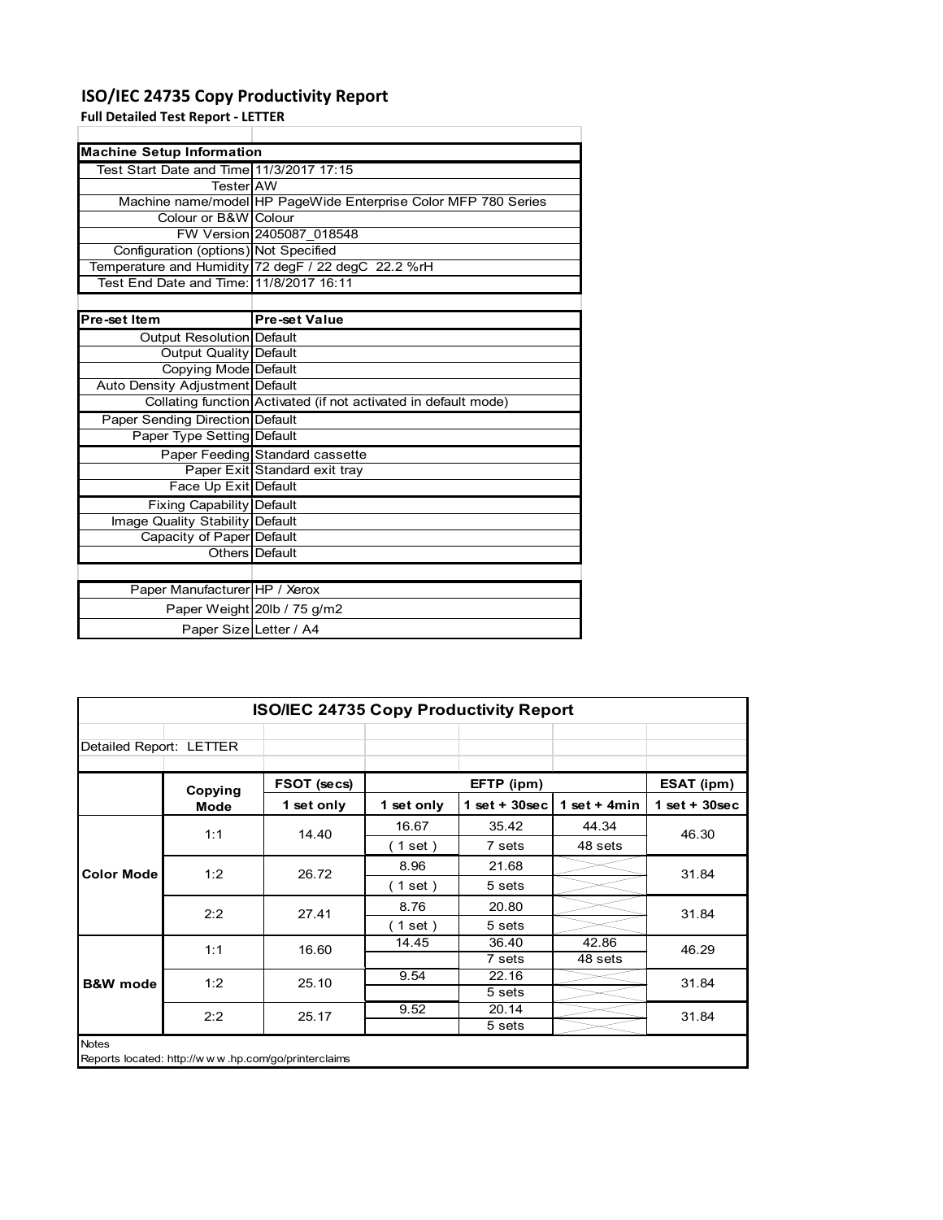# ISO/IEC 24735 Copy Productivity Report

**Full Detailed Test Report - LETTER**

| Machine Setup Information | |
|---|---|
| Test Start Date and Time | 11/3/2017 17:15 |
| Tester | AW |
| Machine name/model | HP PageWide Enterprise Color MFP 780 Series |
| Colour or B&W | Colour |
| FW Version | 2405087_018548 |
| Configuration (options) | Not Specified |
| Temperature and Humidity | 72 degF / 22 degC 22.2 %rH |
| Test End Date and Time: | 11/8/2017 16:11 |

| Pre-set Item | Pre-set Value |
|---|---|
| Output Resolution | Default |
| Output Quality | Default |
| Copying Mode | Default |
| Auto Density Adjustment | Default |
| Collating function | Activated (if not activated in default mode) |
| Paper Sending Direction | Default |
| Paper Type Setting | Default |
| Paper Feeding | Standard cassette |
| Paper Exit | Standard exit tray |
| Face Up Exit | Default |
| Fixing Capability | Default |
| Image Quality Stability | Default |
| Capacity of Paper | Default |
| Others | Default |

| | |
|---|---|
| Paper Manufacturer | HP / Xerox |
| Paper Weight | 20lb / 75 g/m2 |
| Paper Size | Letter / A4 |

**ISO/IEC 24735 Copy Productivity Report**

Detailed Report: LETTER

| | Copying Mode | FSOT (secs) | EFTP (ipm) | | | ESAT (ipm) |
|---|---|---|---|---|---|---|
| | | 1 set only | 1 set only | 1 set + 30sec | 1 set + 4min | 1 set + 30sec |
| Color Mode | 1:1 | 14.40 | 16.67<br>( 1 set ) | 35.42<br>7 sets | 44.34<br>48 sets | 46.30 |
| | 1:2 | 26.72 | 8.96<br>( 1 set ) | 21.68<br>5 sets | | 31.84 |
| | 2:2 | 27.41 | 8.76<br>( 1 set ) | 20.80<br>5 sets | | 31.84 |
| B&W mode | 1:1 | 16.60 | 14.45 | 36.40<br>7 sets | 42.86<br>48 sets | 46.29 |
| | 1:2 | 25.10 | 9.54 | 22.16<br>5 sets | | 31.84 |
| | 2:2 | 25.17 | 9.52 | 20.14<br>5 sets | | 31.84 |

Notes
Reports located: http://w w w .hp.com/go/printerclaims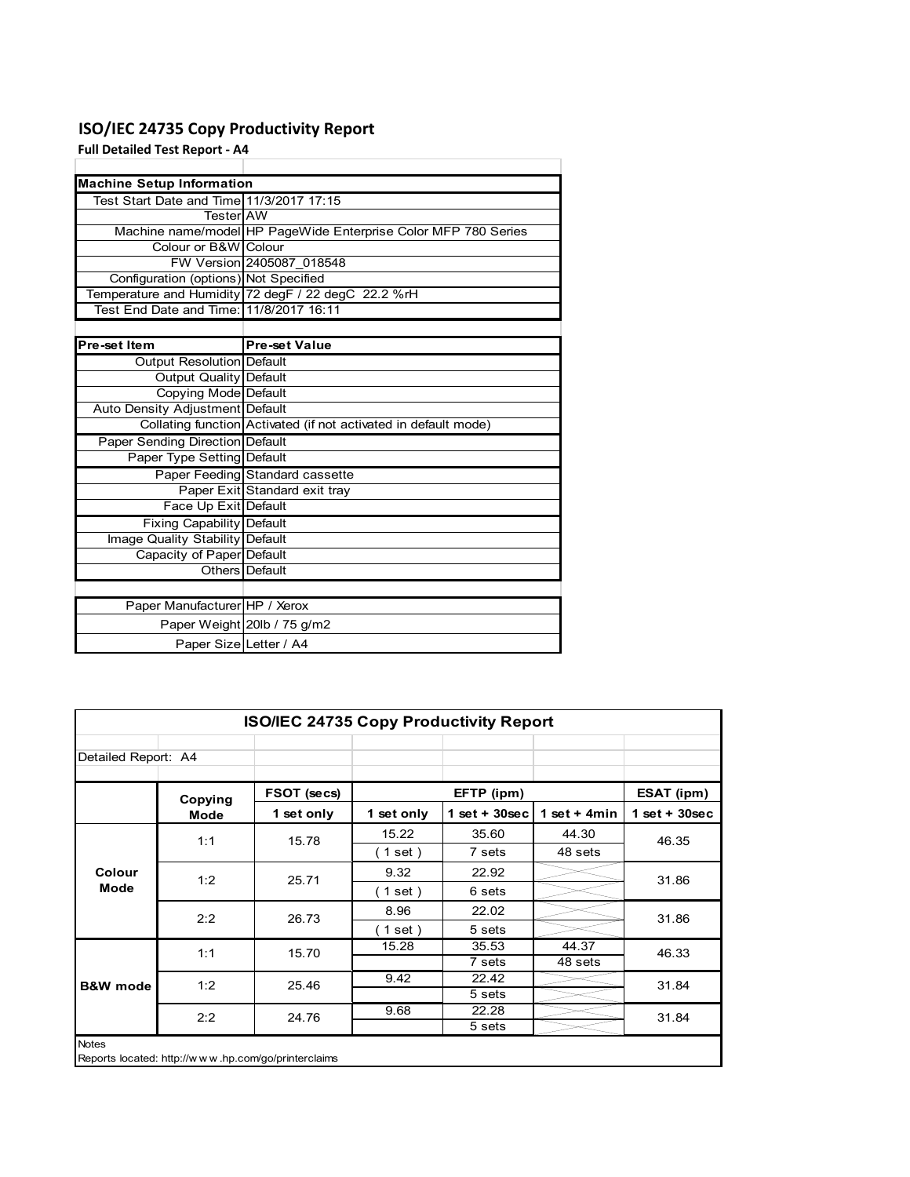# ISO/IEC 24735 Copy Productivity Report

**Full Detailed Test Report - A4**

| Machine Setup Information | |
|---|---|
| Test Start Date and Time | 11/3/2017 17:15 |
| Tester | AW |
| Machine name/model | HP PageWide Enterprise Color MFP 780 Series |
| Colour or B&W | Colour |
| FW Version | 2405087_018548 |
| Configuration (options) | Not Specified |
| Temperature and Humidity | 72 degF / 22 degC 22.2 %rH |
| Test End Date and Time: | 11/8/2017 16:11 |

| Pre-set Item | Pre-set Value |
|---|---|
| Output Resolution | Default |
| Output Quality | Default |
| Copying Mode | Default |
| Auto Density Adjustment | Default |
| Collating function | Activated (if not activated in default mode) |
| Paper Sending Direction | Default |
| Paper Type Setting | Default |
| Paper Feeding | Standard cassette |
| Paper Exit | Standard exit tray |
| Face Up Exit | Default |
| Fixing Capability | Default |
| Image Quality Stability | Default |
| Capacity of Paper | Default |
| Others | Default |

| | |
|---|---|
| Paper Manufacturer | HP / Xerox |
| Paper Weight | 20lb / 75 g/m2 |
| Paper Size | Letter / A4 |

**ISO/IEC 24735 Copy Productivity Report**

Detailed Report: A4

| | Copying Mode | FSOT (secs) | EFTP (ipm) | | | ESAT (ipm) |
|---|---|---|---|---|---|---|
| | | 1 set only | 1 set only | 1 set + 30sec | 1 set + 4min | 1 set + 30sec |
| Colour Mode | 1:1 | 15.78 | 15.22 | 35.60 | 44.30 | 46.35 |
| | | | ( 1 set ) | 7 sets | 48 sets | |
| | 1:2 | 25.71 | 9.32 | 22.92 | | 31.86 |
| | | | ( 1 set ) | 6 sets | | |
| | 2:2 | 26.73 | 8.96 | 22.02 | | 31.86 |
| | | | ( 1 set ) | 5 sets | | |
| B&W mode | 1:1 | 15.70 | 15.28 | 35.53 | 44.37 | 46.33 |
| | | | | 7 sets | 48 sets | |
| | 1:2 | 25.46 | 9.42 | 22.42 | | 31.84 |
| | | | | 5 sets | | |
| | 2:2 | 24.76 | 9.68 | 22.28 | | 31.84 |
| | | | | 5 sets | | |

Notes

Reports located: http://w w w .hp.com/go/printerclaims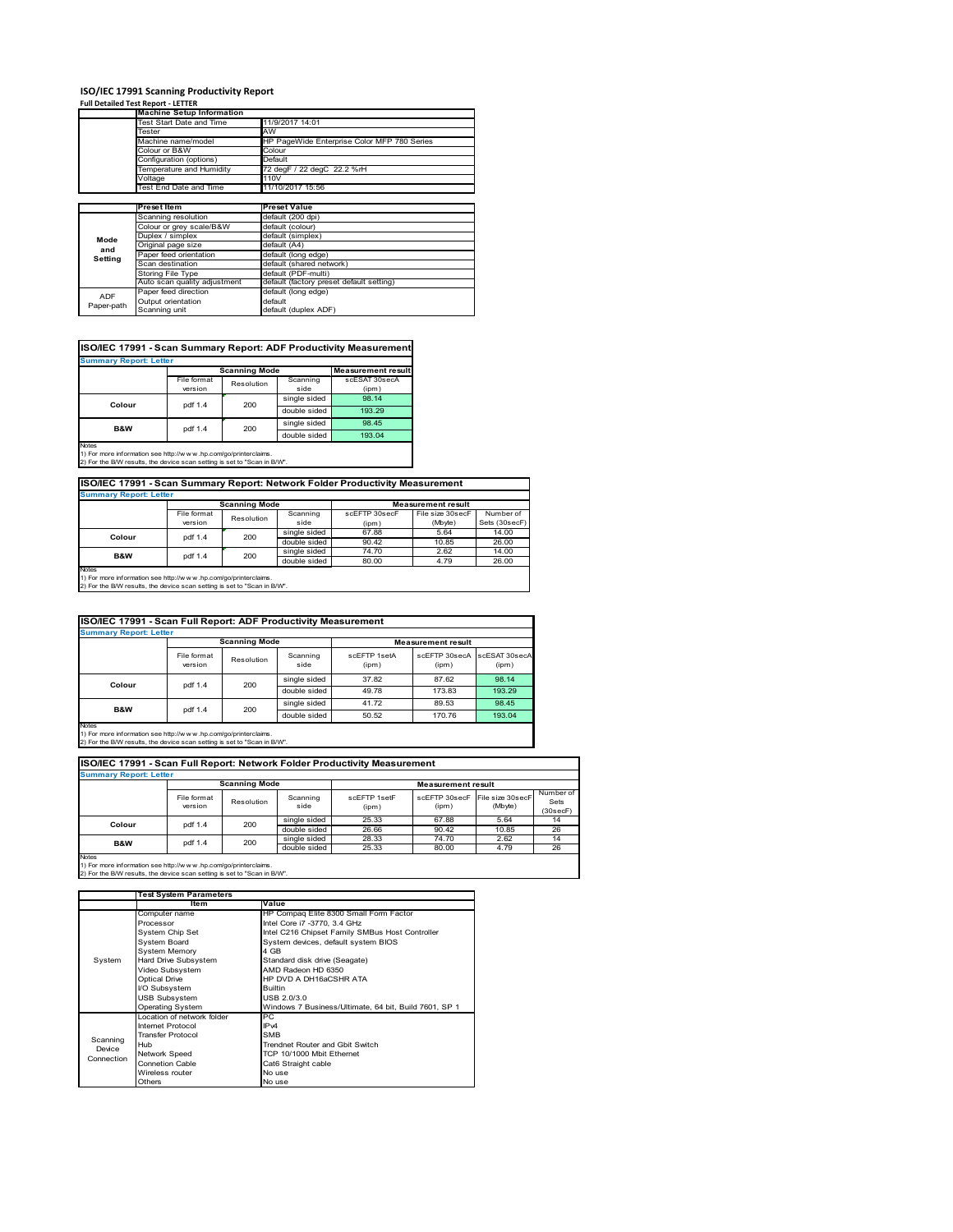# ISO/IEC 17991 Scanning Productivity Report

**Full Detailed Test Report - LETTER**

| | Machine Setup Information | |
|---|---|---|
| | Test Start Date and Time | 11/9/2017 14:01 |
| | Tester | AW |
| | Machine name/model | HP PageWide Enterprise Color MFP 780 Series |
| | Colour or B&W | Colour |
| | Configuration (options) | Default |
| | Temperature and Humidity | 72 degF / 22 degC 22.2 %rH |
| | Voltage | 110V |
| | Test End Date and Time | 11/10/2017 15:56 |

| | Preset Item | Preset Value |
|---|---|---|
| Mode and Setting | Scanning resolution | default (200 dpi) |
| | Colour or grey scale/B&W | default (colour) |
| | Duplex / simplex | default (simplex) |
| | Original page size | default (A4) |
| | Paper feed orientation | default (long edge) |
| | Scan destination | default (shared network) |
| | Storing File Type | default (PDF-multi) |
| | Auto scan quality adjustment | default (factory preset default setting) |
| ADF Paper-path | Paper feed direction | default (long edge) |
| | Output orientation | default |
| | Scanning unit | default (duplex ADF) |

## ISO/IEC 17991 - Scan Summary Report: ADF Productivity Measurement

**Summary Report: Letter**

| | Scanning Mode | | | Measurement result |
|---|---|---|---|---|
| | File format version | Resolution | Scanning side | scESAT 30secA (ipm) |
| Colour | pdf 1.4 | 200 | single sided | 98.14 |
| | | | double sided | 193.29 |
| B&W | pdf 1.4 | 200 | single sided | 98.45 |
| | | | double sided | 193.04 |

Notes
1) For more information see http://www.hp.com/go/printerclaims.
2) For the B/W results, the device scan setting is set to "Scan in B/W".

## ISO/IEC 17991 - Scan Summary Report: Network Folder Productivity Measurement

**Summary Report: Letter**

| | Scanning Mode | | | Measurement result | | |
|---|---|---|---|---|---|---|
| | File format version | Resolution | Scanning side | scEFTP 30secF (ipm) | File size 30secF (Mbyte) | Number of Sets (30secF) |
| Colour | pdf 1.4 | 200 | single sided | 67.88 | 5.64 | 14.00 |
| | | | double sided | 90.42 | 10.85 | 26.00 |
| B&W | pdf 1.4 | 200 | single sided | 74.70 | 2.62 | 14.00 |
| | | | double sided | 80.00 | 4.79 | 26.00 |

Notes
1) For more information see http://www.hp.com/go/printerclaims.
2) For the B/W results, the device scan setting is set to "Scan in B/W".

## ISO/IEC 17991 - Scan Full Report: ADF Productivity Measurement

**Summary Report: Letter**

| | Scanning Mode | | | Measurement result | | |
|---|---|---|---|---|---|---|
| | File format version | Resolution | Scanning side | scEFTP 1setA (ipm) | scEFTP 30secA (ipm) | scESAT 30secA (ipm) |
| Colour | pdf 1.4 | 200 | single sided | 37.82 | 87.62 | 98.14 |
| | | | double sided | 49.78 | 173.83 | 193.29 |
| B&W | pdf 1.4 | 200 | single sided | 41.72 | 89.53 | 98.45 |
| | | | double sided | 50.52 | 170.76 | 193.04 |

Notes
1) For more information see http://www.hp.com/go/printerclaims.
2) For the B/W results, the device scan setting is set to "Scan in B/W".

## ISO/IEC 17991 - Scan Full Report: Network Folder Productivity Measurement

**Summary Report: Letter**

| | Scanning Mode | | | Measurement result | | | |
|---|---|---|---|---|---|---|---|
| | File format version | Resolution | Scanning side | scEFTP 1setF (ipm) | scEFTP 30secF (ipm) | File size 30secF (Mbyte) | Number of Sets (30secF) |
| Colour | pdf 1.4 | 200 | single sided | 25.33 | 67.88 | 5.64 | 14 |
| | | | double sided | 26.66 | 90.42 | 10.85 | 26 |
| B&W | pdf 1.4 | 200 | single sided | 28.33 | 74.70 | 2.62 | 14 |
| | | | double sided | 25.33 | 80.00 | 4.79 | 26 |

Notes
1) For more information see http://www.hp.com/go/printerclaims.
2) For the B/W results, the device scan setting is set to "Scan in B/W".

| | Test System Parameters | |
|---|---|---|
| | Item | Value |
| System | Computer name | HP Compaq Elite 8300 Small Form Factor |
| | Processor | Intel Core i7 -3770, 3.4 GHz |
| | System Chip Set | Intel C216 Chipset Family SMBus Host Controller |
| | System Board | System devices, default system BIOS |
| | System Memory | 4 GB |
| | Hard Drive Subsystem | Standard disk drive (Seagate) |
| | Video Subsystem | AMD Radeon HD 6350 |
| | Optical Drive | HP DVD A DH16aCSHR ATA |
| | I/O Subsystem | Builtin |
| | USB Subsystem | USB 2.0/3.0 |
| | Operating System | Windows 7 Business/Ultimate, 64 bit, Build 7601, SP 1 |
| Scanning Device Connection | Location of network folder | PC |
| | Internet Protocol | IPv4 |
| | Transfer Protocol | SMB |
| | Hub | Trendnet Router and Gbit Switch |
| | Network Speed | TCP 10/1000 Mbit Ethernet |
| | Connetion Cable | Cat6 Straight cable |
| | Wireless router | No use |
| | Others | No use |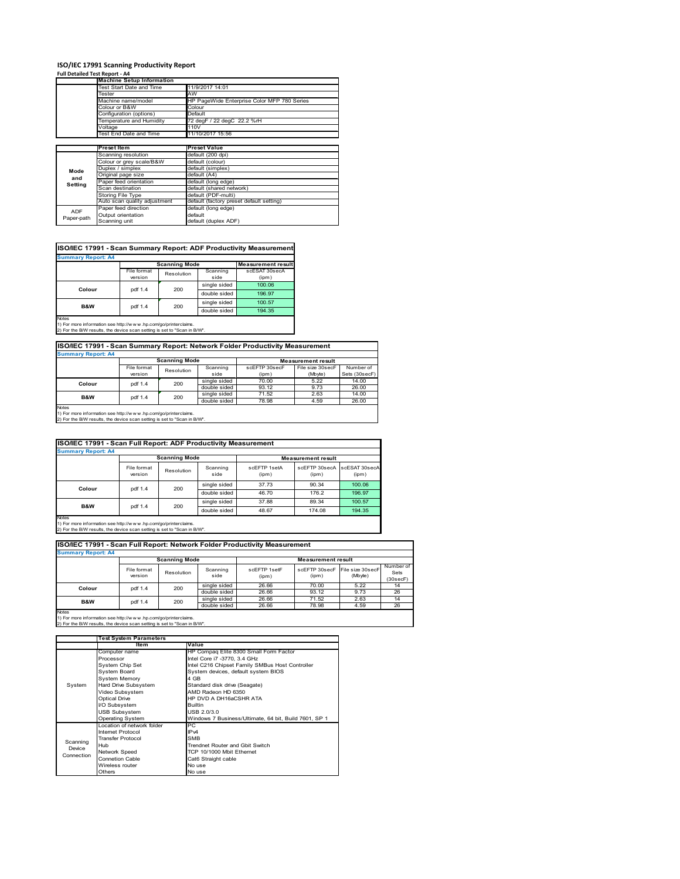# ISO/IEC 17991 Scanning Productivity Report

**Full Detailed Test Report - A4**

| | Machine Setup Information | |
|---|---|---|
| | Test Start Date and Time | 11/9/2017 14:01 |
| | Tester | AW |
| | Machine name/model | HP PageWide Enterprise Color MFP 780 Series |
| | Colour or B&W | Colour |
| | Configuration (options) | Default |
| | Temperature and Humidity | 72 degF / 22 degC 22.2 %rH |
| | Voltage | 110V |
| | Test End Date and Time | 11/10/2017 15:56 |

| | Preset Item | Preset Value |
|---|---|---|
| Mode and Setting | Scanning resolution | default (200 dpi) |
| | Colour or grey scale/B&W | default (colour) |
| | Duplex / simplex | default (simplex) |
| | Original page size | default (A4) |
| | Paper feed orientation | default (long edge) |
| | Scan destination | default (shared network) |
| | Storing File Type | default (PDF-multi) |
| | Auto scan quality adjustment | default (factory preset default setting) |
| ADF Paper-path | Paper feed direction | default (long edge) |
| | Output orientation | default |
| | Scanning unit | default (duplex ADF) |

## ISO/IEC 17991 - Scan Summary Report: ADF Productivity Measurement

**Summary Report: A4**

| | Scanning Mode | | | Measurement result |
|---|---|---|---|---|
| | File format version | Resolution | Scanning side | scESAT 30secA (ipm) |
| Colour | pdf 1.4 | 200 | single sided | 100.06 |
| | | | double sided | 196.97 |
| B&W | pdf 1.4 | 200 | single sided | 100.57 |
| | | | double sided | 194.35 |

Notes
1) For more information see http://www.hp.com/go/printerclaims.
2) For the B/W results, the device scan setting is set to "Scan in B/W".

## ISO/IEC 17991 - Scan Summary Report: Network Folder Productivity Measurement

**Summary Report: A4**

| | Scanning Mode | | | Measurement result | | |
|---|---|---|---|---|---|---|
| | File format version | Resolution | Scanning side | scEFTP 30secF (ipm) | File size 30secF (Mbyte) | Number of Sets (30secF) |
| Colour | pdf 1.4 | 200 | single sided | 70.00 | 5.22 | 14.00 |
| | | | double sided | 93.12 | 9.73 | 26.00 |
| B&W | pdf 1.4 | 200 | single sided | 71.52 | 2.63 | 14.00 |
| | | | double sided | 78.98 | 4.59 | 26.00 |

Notes
1) For more information see http://www.hp.com/go/printerclaims.
2) For the B/W results, the device scan setting is set to "Scan in B/W".

## ISO/IEC 17991 - Scan Full Report: ADF Productivity Measurement

**Summary Report: A4**

| | Scanning Mode | | | Measurement result | | |
|---|---|---|---|---|---|---|
| | File format version | Resolution | Scanning side | scEFTP 1setA (ipm) | scEFTP 30secA (ipm) | scESAT 30secA (ipm) |
| Colour | pdf 1.4 | 200 | single sided | 37.73 | 90.34 | 100.06 |
| | | | double sided | 46.70 | 176.2 | 196.97 |
| B&W | pdf 1.4 | 200 | single sided | 37.88 | 89.34 | 100.57 |
| | | | double sided | 48.67 | 174.08 | 194.35 |

Notes
1) For more information see http://www.hp.com/go/printerclaims.
2) For the B/W results, the device scan setting is set to "Scan in B/W".

## ISO/IEC 17991 - Scan Full Report: Network Folder Productivity Measurement

**Summary Report: A4**

| | Scanning Mode | | | Measurement result | | | |
|---|---|---|---|---|---|---|---|
| | File format version | Resolution | Scanning side | scEFTP 1setF (ipm) | scEFTP 30secF (ipm) | File size 30secF (Mbyte) | Number of Sets (30secF) |
| Colour | pdf 1.4 | 200 | single sided | 26.66 | 70.00 | 5.22 | 14 |
| | | | double sided | 26.66 | 93.12 | 9.73 | 26 |
| B&W | pdf 1.4 | 200 | single sided | 26.66 | 71.52 | 2.63 | 14 |
| | | | double sided | 26.66 | 78.98 | 4.59 | 26 |

Notes
1) For more information see http://www.hp.com/go/printerclaims.
2) For the B/W results, the device scan setting is set to "Scan in B/W".

| | Test System Parameters | |
|---|---|---|
| | Item | Value |
| System | Computer name | HP Compaq Elite 8300 Small Form Factor |
| | Processor | Intel Core i7 -3770, 3.4 GHz |
| | System Chip Set | Intel C216 Chipset Family SMBus Host Controller |
| | System Board | System devices, default system BIOS |
| | System Memory | 4 GB |
| | Hard Drive Subsystem | Standard disk drive (Seagate) |
| | Video Subsystem | AMD Radeon HD 6350 |
| | Optical Drive | HP DVD A DH16aCSHR ATA |
| | I/O Subsystem | Builtin |
| | USB Subsystem | USB 2.0/3.0 |
| | Operating System | Windows 7 Business/Ultimate, 64 bit, Build 7601, SP 1 |
| Scanning Device Connection | Location of network folder | PC |
| | Internet Protocol | IPv4 |
| | Transfer Protocol | SMB |
| | Hub | Trendnet Router and Gbit Switch |
| | Network Speed | TCP 10/1000 Mbit Ethernet |
| | Connetion Cable | Cat6 Straight cable |
| | Wireless router | No use |
| | Others | No use |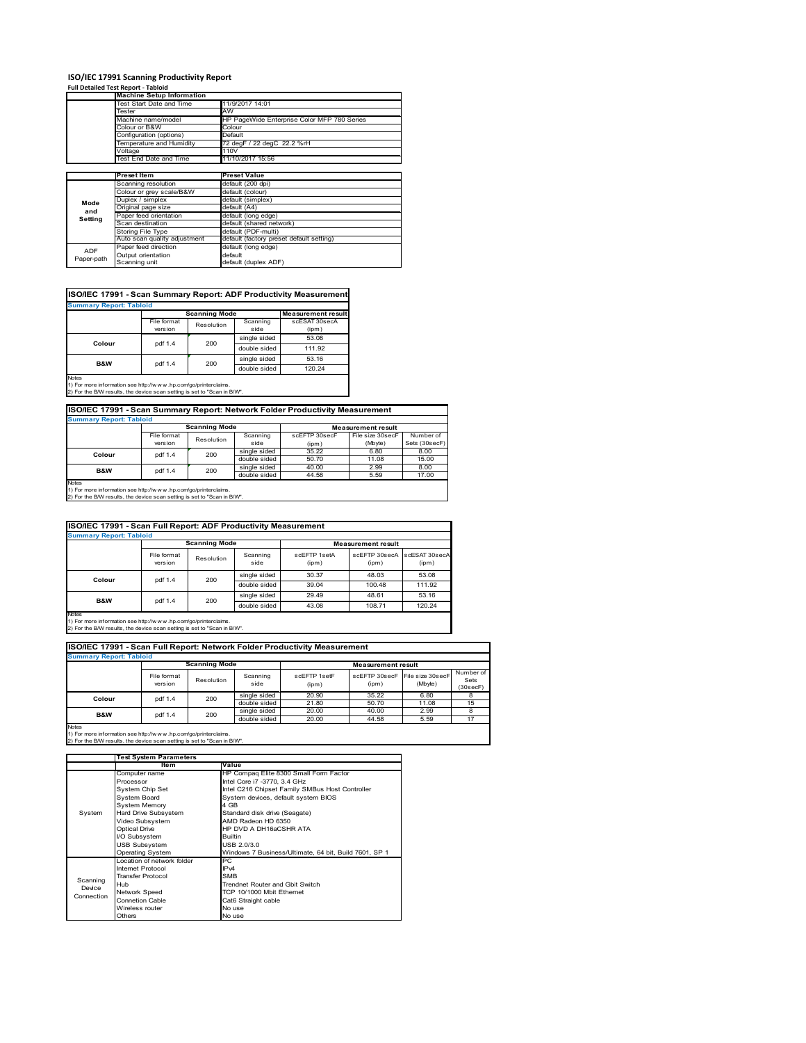# ISO/IEC 17991 Scanning Productivity Report

**Full Detailed Test Report - Tabloid**

| | Machine Setup Information | |
|---|---|---|
| | Test Start Date and Time | 11/9/2017 14:01 |
| | Tester | AW |
| | Machine name/model | HP PageWide Enterprise Color MFP 780 Series |
| | Colour or B&W | Colour |
| | Configuration (options) | Default |
| | Temperature and Humidity | 72 degF / 22 degC 22.2 %rH |
| | Voltage | 110V |
| | Test End Date and Time | 11/10/2017 15:56 |

| | Preset Item | Preset Value |
|---|---|---|
| Mode and Setting | Scanning resolution | default (200 dpi) |
| | Colour or grey scale/B&W | default (colour) |
| | Duplex / simplex | default (simplex) |
| | Original page size | default (A4) |
| | Paper feed orientation | default (long edge) |
| | Scan destination | default (shared network) |
| | Storing File Type | default (PDF-multi) |
| | Auto scan quality adjustment | default (factory preset default setting) |
| ADF Paper-path | Paper feed direction | default (long edge) |
| | Output orientation | default |
| | Scanning unit | default (duplex ADF) |

## ISO/IEC 17991 - Scan Summary Report: ADF Productivity Measurement

**Summary Report: Tabloid**

| | Scanning Mode | | | Measurement result |
|---|---|---|---|---|
| | File format version | Resolution | Scanning side | scESAT 30secA (ipm) |
| Colour | pdf 1.4 | 200 | single sided | 53.08 |
| | | | double sided | 111.92 |
| B&W | pdf 1.4 | 200 | single sided | 53.16 |
| | | | double sided | 120.24 |

Notes
1) For more information see http://www.hp.com/go/printerclaims.
2) For the B/W results, the device scan setting is set to "Scan in B/W".

## ISO/IEC 17991 - Scan Summary Report: Network Folder Productivity Measurement

**Summary Report: Tabloid**

| | Scanning Mode | | | Measurement result | | |
|---|---|---|---|---|---|---|
| | File format version | Resolution | Scanning side | scEFTP 30secF (ipm) | File size 30secF (Mbyte) | Number of Sets (30secF) |
| Colour | pdf 1.4 | 200 | single sided | 35.22 | 6.80 | 8.00 |
| | | | double sided | 50.70 | 11.08 | 15.00 |
| B&W | pdf 1.4 | 200 | single sided | 40.00 | 2.99 | 8.00 |
| | | | double sided | 44.58 | 5.59 | 17.00 |

Notes
1) For more information see http://www.hp.com/go/printerclaims.
2) For the B/W results, the device scan setting is set to "Scan in B/W".

## ISO/IEC 17991 - Scan Full Report: ADF Productivity Measurement

**Summary Report: Tabloid**

| | Scanning Mode | | | Measurement result | | |
|---|---|---|---|---|---|---|
| | File format version | Resolution | Scanning side | scEFTP 1setA (ipm) | scEFTP 30secA (ipm) | scESAT 30secA (ipm) |
| Colour | pdf 1.4 | 200 | single sided | 30.37 | 48.03 | 53.08 |
| | | | double sided | 39.04 | 100.48 | 111.92 |
| B&W | pdf 1.4 | 200 | single sided | 29.49 | 48.61 | 53.16 |
| | | | double sided | 43.08 | 108.71 | 120.24 |

Notes
1) For more information see http://www.hp.com/go/printerclaims.
2) For the B/W results, the device scan setting is set to "Scan in B/W".

## ISO/IEC 17991 - Scan Full Report: Network Folder Productivity Measurement

**Summary Report: Tabloid**

| | Scanning Mode | | | Measurement result | | | |
|---|---|---|---|---|---|---|---|
| | File format version | Resolution | Scanning side | scEFTP 1setF (ipm) | scEFTP 30secF (ipm) | File size 30secF (Mbyte) | Number of Sets (30secF) |
| Colour | pdf 1.4 | 200 | single sided | 20.90 | 35.22 | 6.80 | 8 |
| | | | double sided | 21.80 | 50.70 | 11.08 | 15 |
| B&W | pdf 1.4 | 200 | single sided | 20.00 | 40.00 | 2.99 | 8 |
| | | | double sided | 20.00 | 44.58 | 5.59 | 17 |

Notes
1) For more information see http://www.hp.com/go/printerclaims.
2) For the B/W results, the device scan setting is set to "Scan in B/W".

| | Test System Parameters | |
|---|---|---|
| | Item | Value |
| System | Computer name | HP Compaq Elite 8300 Small Form Factor |
| | Processor | Intel Core i7 -3770, 3.4 GHz |
| | System Chip Set | Intel C216 Chipset Family SMBus Host Controller |
| | System Board | System devices, default system BIOS |
| | System Memory | 4 GB |
| | Hard Drive Subsystem | Standard disk drive (Seagate) |
| | Video Subsystem | AMD Radeon HD 6350 |
| | Optical Drive | HP DVD A DH16aCSHR ATA |
| | I/O Subsystem | Builtin |
| | USB Subsystem | USB 2.0/3.0 |
| | Operating System | Windows 7 Business/Ultimate, 64 bit, Build 7601, SP 1 |
| Scanning Device Connection | Location of network folder | PC |
| | Internet Protocol | IPv4 |
| | Transfer Protocol | SMB |
| | Hub | Trendnet Router and Gbit Switch |
| | Network Speed | TCP 10/1000 Mbit Ethernet |
| | Connetion Cable | Cat6 Straight cable |
| | Wireless router | No use |
| | Others | No use |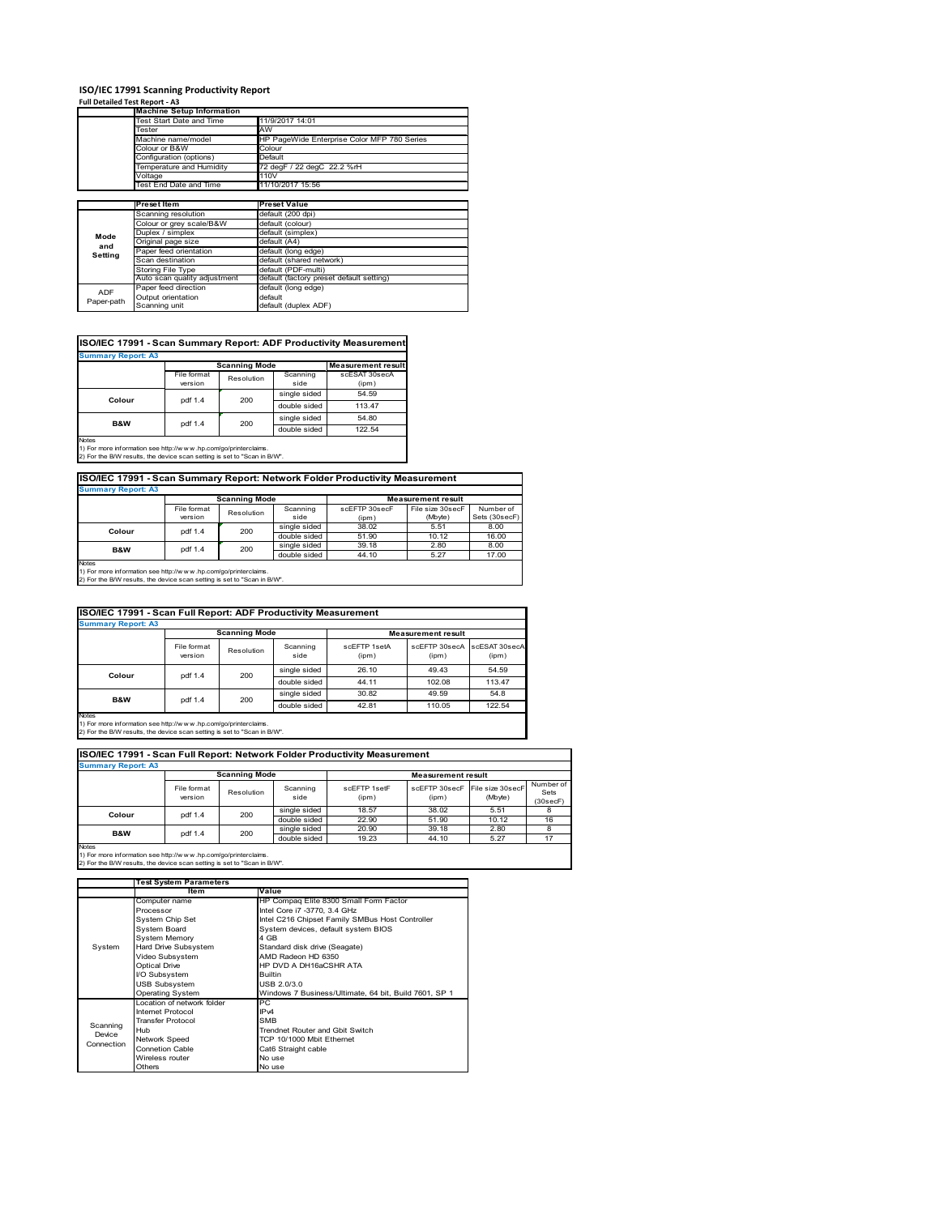# ISO/IEC 17991 Scanning Productivity Report

**Full Detailed Test Report - A3**

| | Machine Setup Information | |
|---|---|---|
| | Test Start Date and Time | 11/9/2017 14:01 |
| | Tester | AW |
| | Machine name/model | HP PageWide Enterprise Color MFP 780 Series |
| | Colour or B&W | Colour |
| | Configuration (options) | Default |
| | Temperature and Humidity | 72 degF / 22 degC 22.2 %rH |
| | Voltage | 110V |
| | Test End Date and Time | 11/10/2017 15:56 |

| | Preset Item | Preset Value |
|---|---|---|
| Mode and Setting | Scanning resolution | default (200 dpi) |
| | Colour or grey scale/B&W | default (colour) |
| | Duplex / simplex | default (simplex) |
| | Original page size | default (A4) |
| | Paper feed orientation | default (long edge) |
| | Scan destination | default (shared network) |
| | Storing File Type | default (PDF-multi) |
| | Auto scan quality adjustment | default (factory preset default setting) |
| ADF Paper-path | Paper feed direction | default (long edge) |
| | Output orientation | default |
| | Scanning unit | default (duplex ADF) |

## ISO/IEC 17991 - Scan Summary Report: ADF Productivity Measurement

**Summary Report: A3**

| | Scanning Mode | | | Measurement result |
|---|---|---|---|---|
| | File format version | Resolution | Scanning side | scESAT 30secA (ipm) |
| Colour | pdf 1.4 | 200 | single sided | 54.59 |
| | | | double sided | 113.47 |
| B&W | pdf 1.4 | 200 | single sided | 54.80 |
| | | | double sided | 122.54 |

Notes
1) For more information see http://www.hp.com/go/printerclaims.
2) For the B/W results, the device scan setting is set to "Scan in B/W".

## ISO/IEC 17991 - Scan Summary Report: Network Folder Productivity Measurement

**Summary Report: A3**

| | Scanning Mode | | | Measurement result | | |
|---|---|---|---|---|---|---|
| | File format version | Resolution | Scanning side | scEFTP 30secF (ipm) | File size 30secF (Mbyte) | Number of Sets (30secF) |
| Colour | pdf 1.4 | 200 | single sided | 38.02 | 5.51 | 8.00 |
| | | | double sided | 51.90 | 10.12 | 16.00 |
| B&W | pdf 1.4 | 200 | single sided | 39.18 | 2.80 | 8.00 |
| | | | double sided | 44.10 | 5.27 | 17.00 |

Notes
1) For more information see http://www.hp.com/go/printerclaims.
2) For the B/W results, the device scan setting is set to "Scan in B/W".

## ISO/IEC 17991 - Scan Full Report: ADF Productivity Measurement

**Summary Report: A3**

| | Scanning Mode | | | Measurement result | | |
|---|---|---|---|---|---|---|
| | File format version | Resolution | Scanning side | scEFTP 1setA (ipm) | scEFTP 30secA (ipm) | scESAT 30secA (ipm) |
| Colour | pdf 1.4 | 200 | single sided | 26.10 | 49.43 | 54.59 |
| | | | double sided | 44.11 | 102.08 | 113.47 |
| B&W | pdf 1.4 | 200 | single sided | 30.82 | 49.59 | 54.8 |
| | | | double sided | 42.81 | 110.05 | 122.54 |

Notes
1) For more information see http://www.hp.com/go/printerclaims.
2) For the B/W results, the device scan setting is set to "Scan in B/W".

## ISO/IEC 17991 - Scan Full Report: Network Folder Productivity Measurement

**Summary Report: A3**

| | Scanning Mode | | | Measurement result | | | |
|---|---|---|---|---|---|---|---|
| | File format version | Resolution | Scanning side | scEFTP 1setF (ipm) | scEFTP 30secF (ipm) | File size 30secF (Mbyte) | Number of Sets (30secF) |
| Colour | pdf 1.4 | 200 | single sided | 18.57 | 38.02 | 5.51 | 8 |
| | | | double sided | 22.90 | 51.90 | 10.12 | 16 |
| B&W | pdf 1.4 | 200 | single sided | 20.90 | 39.18 | 2.80 | 8 |
| | | | double sided | 19.23 | 44.10 | 5.27 | 17 |

Notes
1) For more information see http://www.hp.com/go/printerclaims.
2) For the B/W results, the device scan setting is set to "Scan in B/W".

| | Test System Parameters | |
|---|---|---|
| | Item | Value |
| System | Computer name | HP Compaq Elite 8300 Small Form Factor |
| | Processor | Intel Core i7 -3770, 3.4 GHz |
| | System Chip Set | Intel C216 Chipset Family SMBus Host Controller |
| | System Board | System devices, default system BIOS |
| | System Memory | 4 GB |
| | Hard Drive Subsystem | Standard disk drive (Seagate) |
| | Video Subsystem | AMD Radeon HD 6350 |
| | Optical Drive | HP DVD A DH16aCSHR ATA |
| | I/O Subsystem | Builtin |
| | USB Subsystem | USB 2.0/3.0 |
| | Operating System | Windows 7 Business/Ultimate, 64 bit, Build 7601, SP 1 |
| Scanning Device Connection | Location of network folder | PC |
| | Internet Protocol | IPv4 |
| | Transfer Protocol | SMB |
| | Hub | Trendnet Router and Gbit Switch |
| | Network Speed | TCP 10/1000 Mbit Ethernet |
| | Connetion Cable | Cat6 Straight cable |
| | Wireless router | No use |
| | Others | No use |